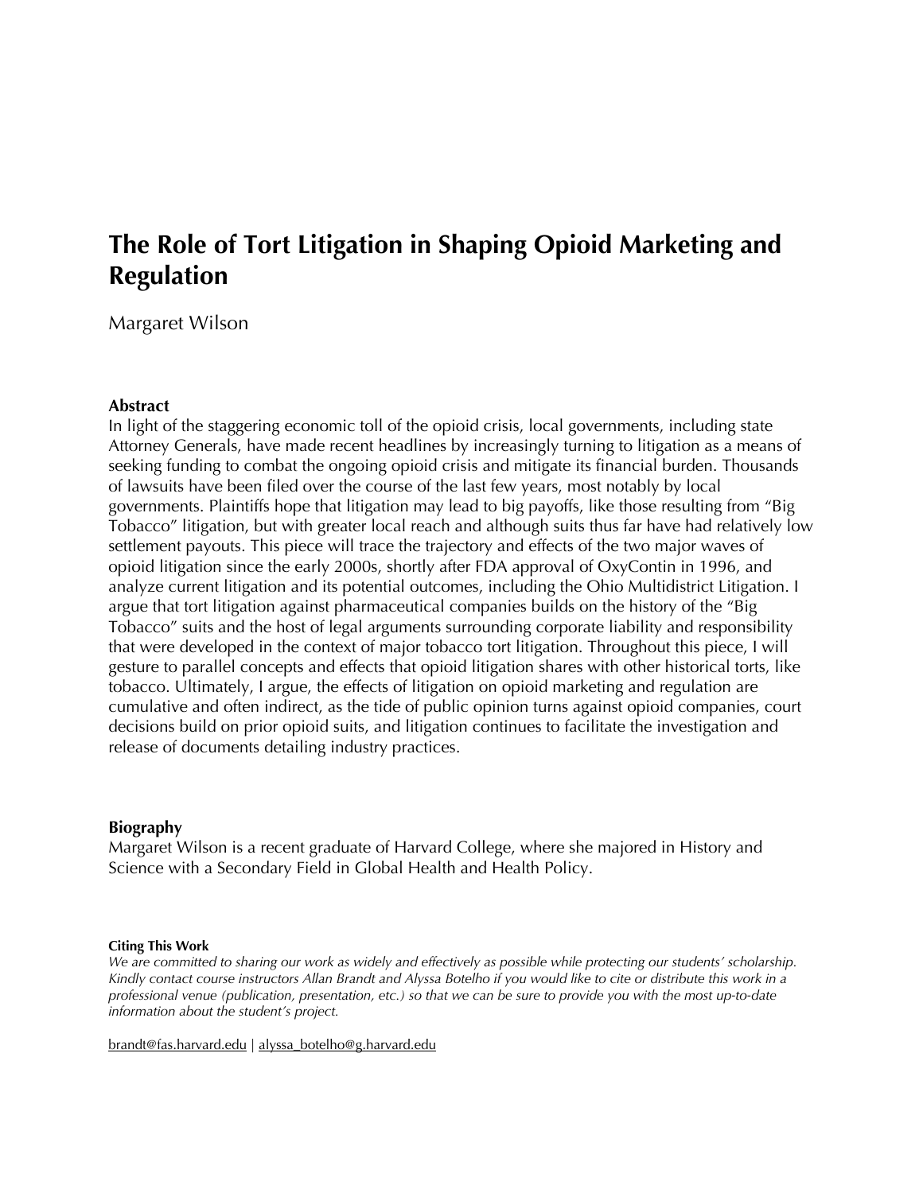# The Role of Tort Litigation in Shaping Opioid Marketing and Regulation

Margaret Wilson

### Abstract

In light of the staggering economic toll of the opioid crisis, local governments, including state Attorney Generals, have made recent headlines by increasingly turning to litigation as a means of seeking funding to combat the ongoing opioid crisis and mitigate its financial burden. Thousands of lawsuits have been filed over the course of the last few years, most notably by local governments. Plaintiffs hope that litigation may lead to big payoffs, like those resulting from "Big Tobacco" litigation, but with greater local reach and although suits thus far have had relatively low settlement payouts. This piece will trace the trajectory and effects of the two major waves of opioid litigation since the early 2000s, shortly after FDA approval of OxyContin in 1996, and analyze current litigation and its potential outcomes, including the Ohio Multidistrict Litigation. I argue that tort litigation against pharmaceutical companies builds on the history of the "Big Tobacco" suits and the host of legal arguments surrounding corporate liability and responsibility that were developed in the context of major tobacco tort litigation. Throughout this piece, I will gesture to parallel concepts and effects that opioid litigation shares with other historical torts, like tobacco. Ultimately, I argue, the effects of litigation on opioid marketing and regulation are cumulative and often indirect, as the tide of public opinion turns against opioid companies, court decisions build on prior opioid suits, and litigation continues to facilitate the investigation and release of documents detailing industry practices.

### Biography

Margaret Wilson is a recent graduate of Harvard College, where she majored in History and Science with a Secondary Field in Global Health and Health Policy.

**Citing This Work**

*We are committed to sharing our work as widely and effectively as possible while protecting our students' scholarship. Kindly contact course instructors Allan Brandt and Alyssa Botelho if you would like to cite or distribute this work in a professional venue (publication, presentation, etc.) so that we can be sure to provide you with the most up-to-date information about the student's project.*

brandt@fas.harvard.edu | alyssa_botelho@g.harvard.edu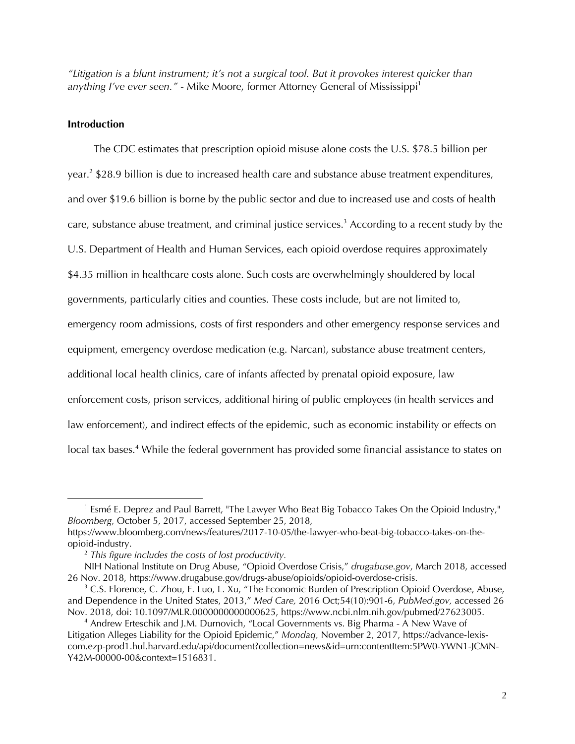*"Litigation is a blunt instrument; it's not a surgical tool. But it provokes interest quicker than anything I've ever seen."* - Mike Moore, former Attorney General of Mississippi[1]

## Introduction

The CDC estimates that prescription opioid misuse alone costs the U.S. $78.5 billion per year.[2] $28.9 billion is due to increased health care and substance abuse treatment expenditures, and over $19.6 billion is borne by the public sector and due to increased use and costs of health care, substance abuse treatment, and criminal justice services.[3] According to a recent study by the U.S. Department of Health and Human Services, each opioid overdose requires approximately $4.35 million in healthcare costs alone. Such costs are overwhelmingly shouldered by local governments, particularly cities and counties. These costs include, but are not limited to, emergency room admissions, costs of first responders and other emergency response services and equipment, emergency overdose medication (e.g. Narcan), substance abuse treatment centers, additional local health clinics, care of infants affected by prenatal opioid exposure, law enforcement costs, prison services, additional hiring of public employees (in health services and law enforcement), and indirect effects of the epidemic, such as economic instability or effects on local tax bases.[4] While the federal government has provided some financial assistance to states on

---

[1] Esmé E. Deprez and Paul Barrett, "The Lawyer Who Beat Big Tobacco Takes On the Opioid Industry," *Bloomberg*, October 5, 2017, accessed September 25, 2018, https://www.bloomberg.com/news/features/2017-10-05/the-lawyer-who-beat-big-tobacco-takes-on-the-opioid-industry.

[2] *This figure includes the costs of lost productivity.*

NIH National Institute on Drug Abuse, "Opioid Overdose Crisis," *drugabuse.gov*, March 2018, accessed 26 Nov. 2018, https://www.drugabuse.gov/drugs-abuse/opioids/opioid-overdose-crisis.

[3] C.S. Florence, C. Zhou, F. Luo, L. Xu, "The Economic Burden of Prescription Opioid Overdose, Abuse, and Dependence in the United States, 2013," *Med Care,* 2016 Oct;54(10):901-6, *PubMed.gov,* accessed 26 Nov. 2018, doi: 10.1097/MLR.0000000000000625, https://www.ncbi.nlm.nih.gov/pubmed/27623005.

[4] Andrew Erteschik and J.M. Durnovich, "Local Governments vs. Big Pharma - A New Wave of Litigation Alleges Liability for the Opioid Epidemic," *Mondaq,* November 2, 2017, https://advance-lexis-com.ezp-prod1.hul.harvard.edu/api/document?collection=news&id=urn:contentItem:5PW0-YWN1-JCMN-Y42M-00000-00&context=1516831.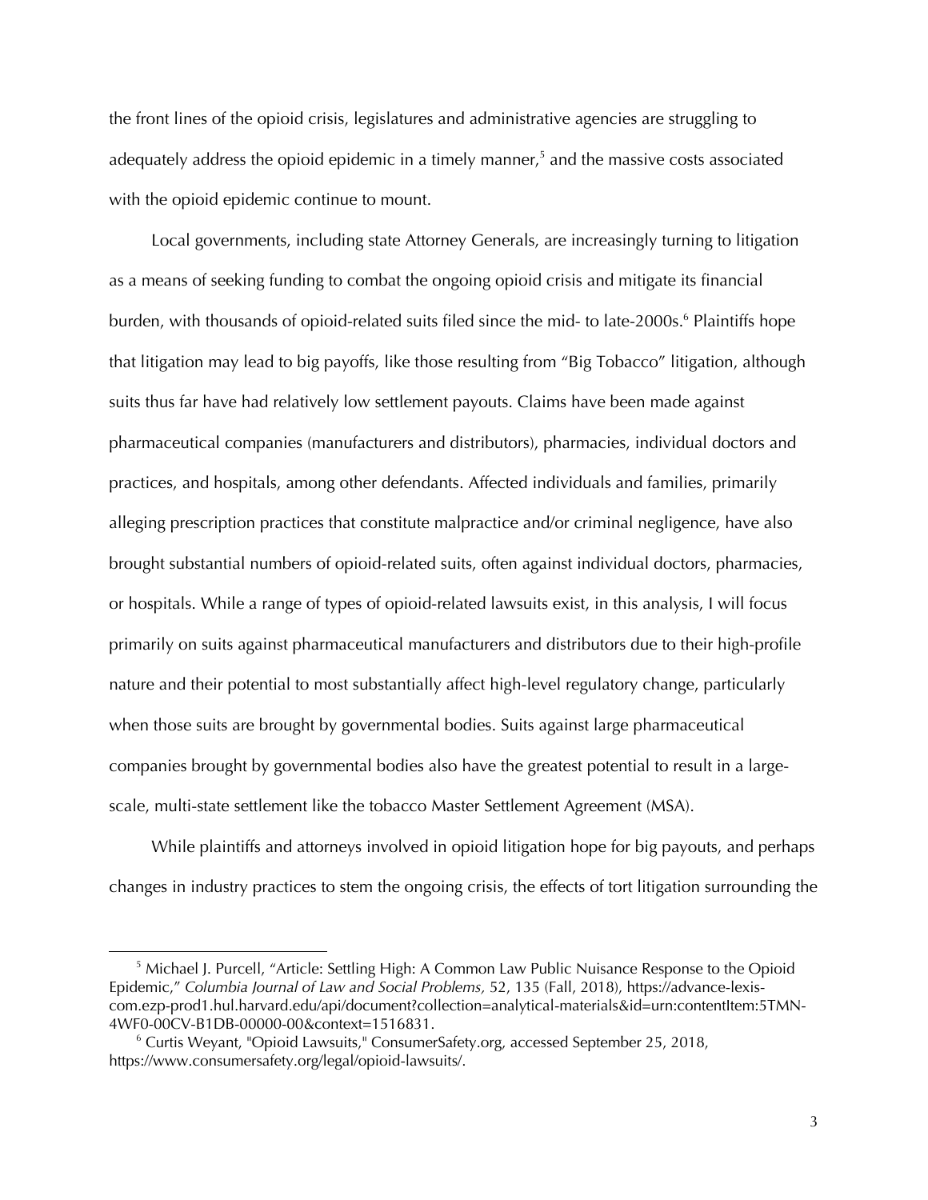the front lines of the opioid crisis, legislatures and administrative agencies are struggling to adequately address the opioid epidemic in a timely manner,[5] and the massive costs associated with the opioid epidemic continue to mount.

Local governments, including state Attorney Generals, are increasingly turning to litigation as a means of seeking funding to combat the ongoing opioid crisis and mitigate its financial burden, with thousands of opioid-related suits filed since the mid- to late-2000s.[6] Plaintiffs hope that litigation may lead to big payoffs, like those resulting from "Big Tobacco" litigation, although suits thus far have had relatively low settlement payouts. Claims have been made against pharmaceutical companies (manufacturers and distributors), pharmacies, individual doctors and practices, and hospitals, among other defendants. Affected individuals and families, primarily alleging prescription practices that constitute malpractice and/or criminal negligence, have also brought substantial numbers of opioid-related suits, often against individual doctors, pharmacies, or hospitals. While a range of types of opioid-related lawsuits exist, in this analysis, I will focus primarily on suits against pharmaceutical manufacturers and distributors due to their high-profile nature and their potential to most substantially affect high-level regulatory change, particularly when those suits are brought by governmental bodies. Suits against large pharmaceutical companies brought by governmental bodies also have the greatest potential to result in a large-scale, multi-state settlement like the tobacco Master Settlement Agreement (MSA).

While plaintiffs and attorneys involved in opioid litigation hope for big payouts, and perhaps changes in industry practices to stem the ongoing crisis, the effects of tort litigation surrounding the

---

[5] Michael J. Purcell, "Article: Settling High: A Common Law Public Nuisance Response to the Opioid Epidemic," *Columbia Journal of Law and Social Problems,* 52, 135 (Fall, 2018), https://advance-lexis-com.ezp-prod1.hul.harvard.edu/api/document?collection=analytical-materials&id=urn:contentItem:5TMN-4WF0-00CV-B1DB-00000-00&context=1516831.

[6] Curtis Weyant, "Opioid Lawsuits," ConsumerSafety.org, accessed September 25, 2018, https://www.consumersafety.org/legal/opioid-lawsuits/.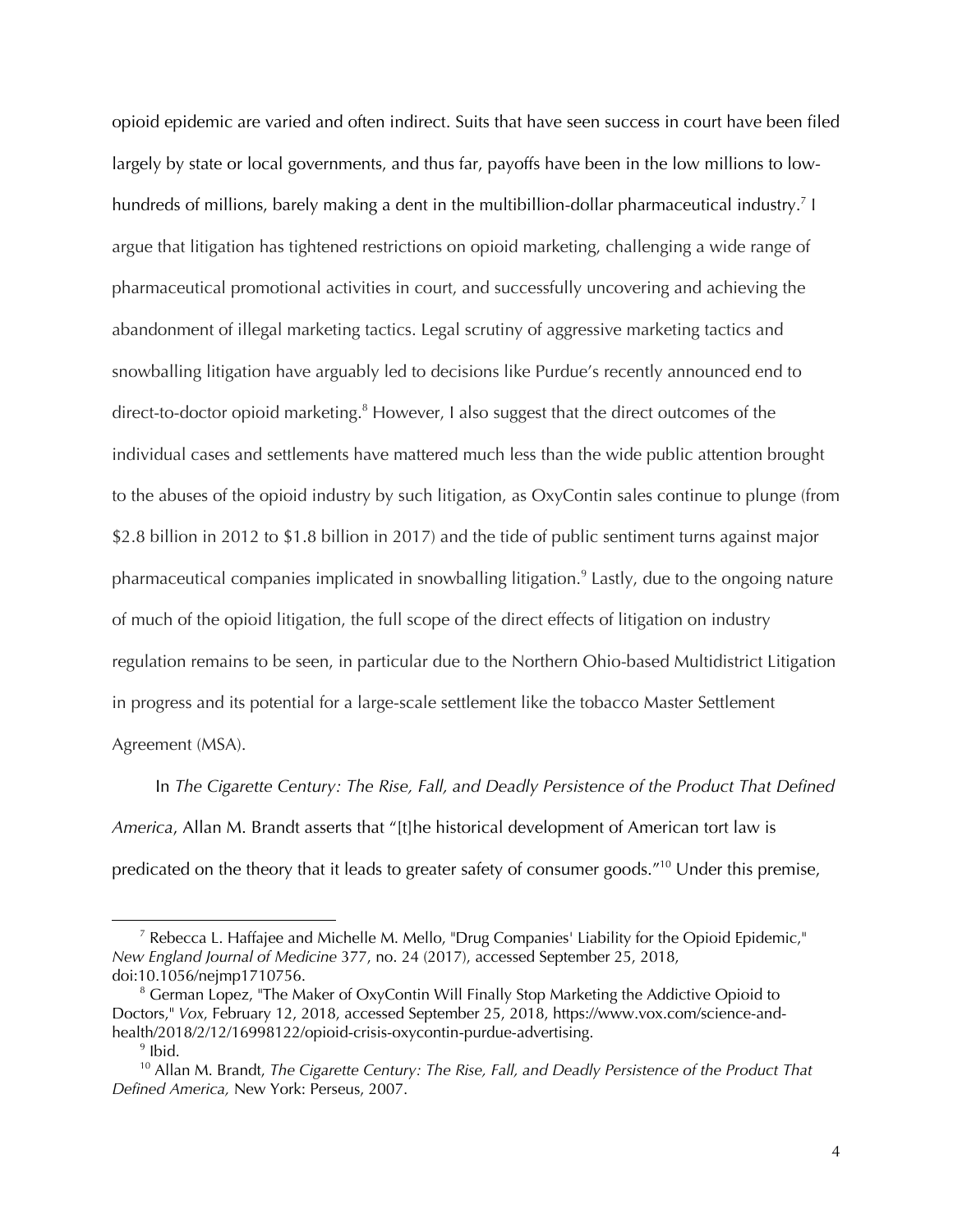opioid epidemic are varied and often indirect. Suits that have seen success in court have been filed largely by state or local governments, and thus far, payoffs have been in the low millions to low-hundreds of millions, barely making a dent in the multibillion-dollar pharmaceutical industry.[7] I argue that litigation has tightened restrictions on opioid marketing, challenging a wide range of pharmaceutical promotional activities in court, and successfully uncovering and achieving the abandonment of illegal marketing tactics. Legal scrutiny of aggressive marketing tactics and snowballing litigation have arguably led to decisions like Purdue's recently announced end to direct-to-doctor opioid marketing.[8] However, I also suggest that the direct outcomes of the individual cases and settlements have mattered much less than the wide public attention brought to the abuses of the opioid industry by such litigation, as OxyContin sales continue to plunge (from $2.8 billion in 2012 to $1.8 billion in 2017) and the tide of public sentiment turns against major pharmaceutical companies implicated in snowballing litigation.[9] Lastly, due to the ongoing nature of much of the opioid litigation, the full scope of the direct effects of litigation on industry regulation remains to be seen, in particular due to the Northern Ohio-based Multidistrict Litigation in progress and its potential for a large-scale settlement like the tobacco Master Settlement Agreement (MSA).

In *The Cigarette Century: The Rise, Fall, and Deadly Persistence of the Product That Defined America*, Allan M. Brandt asserts that "[t]he historical development of American tort law is predicated on the theory that it leads to greater safety of consumer goods."[10] Under this premise,

---

[7] Rebecca L. Haffajee and Michelle M. Mello, "Drug Companies' Liability for the Opioid Epidemic," *New England Journal of Medicine* 377, no. 24 (2017), accessed September 25, 2018, doi:10.1056/nejmp1710756.

[8] German Lopez, "The Maker of OxyContin Will Finally Stop Marketing the Addictive Opioid to Doctors," *Vox*, February 12, 2018, accessed September 25, 2018, https://www.vox.com/science-and-health/2018/2/12/16998122/opioid-crisis-oxycontin-purdue-advertising.

[9] Ibid.

[10] Allan M. Brandt, *The Cigarette Century: The Rise, Fall, and Deadly Persistence of the Product That Defined America,* New York: Perseus, 2007.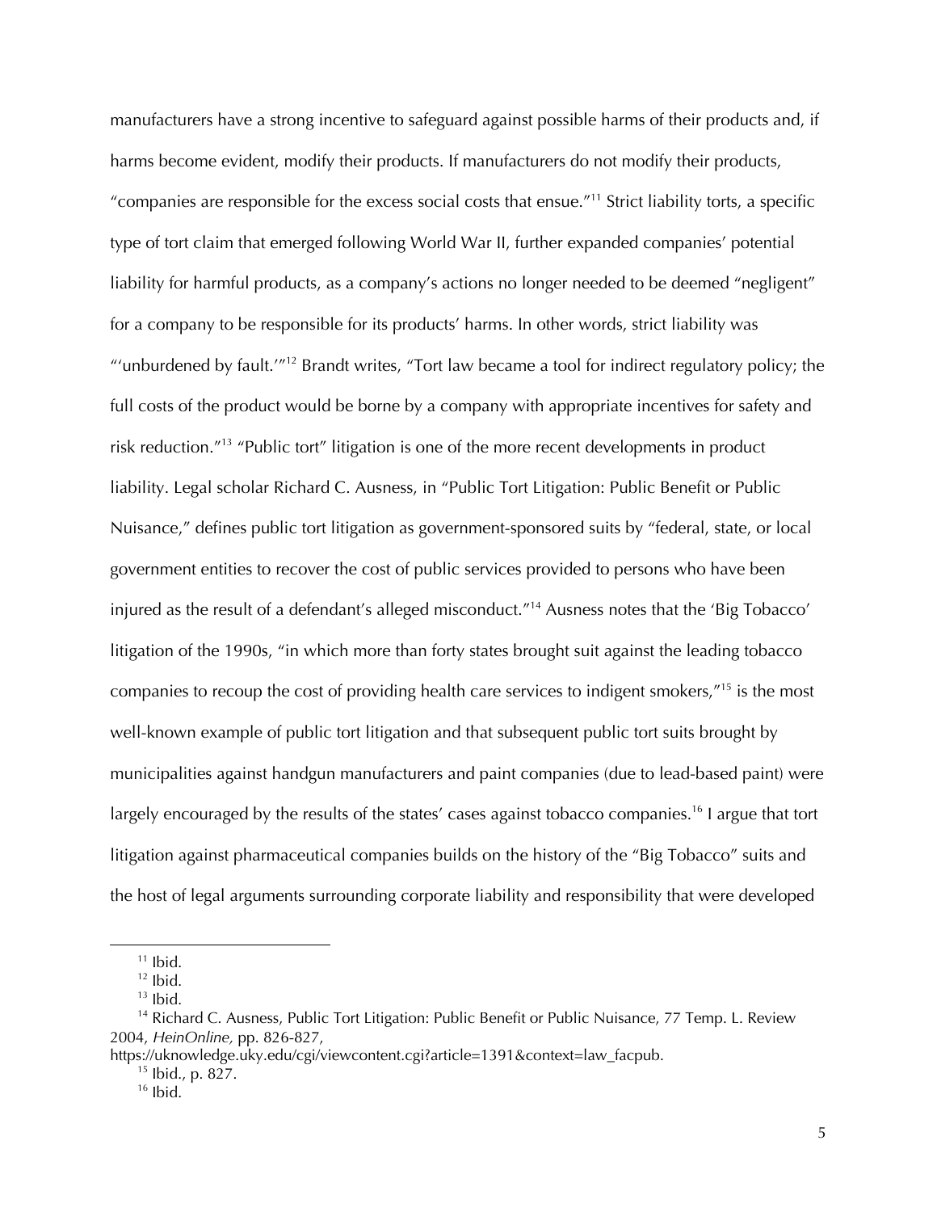manufacturers have a strong incentive to safeguard against possible harms of their products and, if harms become evident, modify their products. If manufacturers do not modify their products, "companies are responsible for the excess social costs that ensue."[11] Strict liability torts, a specific type of tort claim that emerged following World War II, further expanded companies' potential liability for harmful products, as a company's actions no longer needed to be deemed "negligent" for a company to be responsible for its products' harms. In other words, strict liability was "'unburdened by fault.'"[12] Brandt writes, "Tort law became a tool for indirect regulatory policy; the full costs of the product would be borne by a company with appropriate incentives for safety and risk reduction."[13] "Public tort" litigation is one of the more recent developments in product liability. Legal scholar Richard C. Ausness, in "Public Tort Litigation: Public Benefit or Public Nuisance," defines public tort litigation as government-sponsored suits by "federal, state, or local government entities to recover the cost of public services provided to persons who have been injured as the result of a defendant's alleged misconduct."[14] Ausness notes that the 'Big Tobacco' litigation of the 1990s, "in which more than forty states brought suit against the leading tobacco companies to recoup the cost of providing health care services to indigent smokers,"[15] is the most well-known example of public tort litigation and that subsequent public tort suits brought by municipalities against handgun manufacturers and paint companies (due to lead-based paint) were largely encouraged by the results of the states' cases against tobacco companies.[16] I argue that tort litigation against pharmaceutical companies builds on the history of the "Big Tobacco" suits and the host of legal arguments surrounding corporate liability and responsibility that were developed

---

[11] Ibid.

[12] Ibid.

[13] Ibid.

[14] Richard C. Ausness, Public Tort Litigation: Public Benefit or Public Nuisance, 77 Temp. L. Review 2004, *HeinOnline,* pp. 826-827, https://uknowledge.uky.edu/cgi/viewcontent.cgi?article=1391&context=law_facpub.

[15] Ibid., p. 827.

[16] Ibid.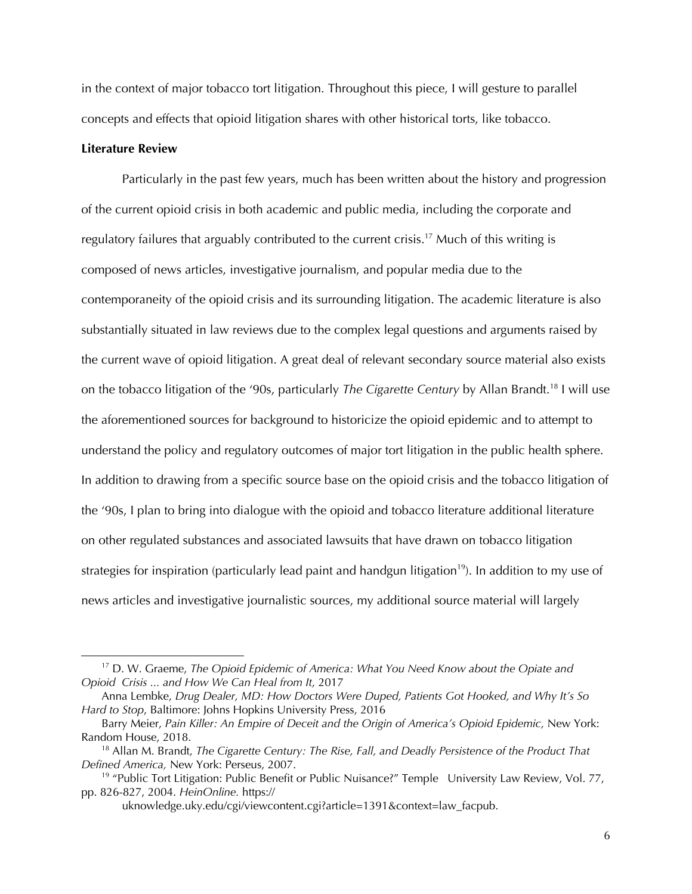in the context of major tobacco tort litigation. Throughout this piece, I will gesture to parallel concepts and effects that opioid litigation shares with other historical torts, like tobacco.

**Literature Review**

Particularly in the past few years, much has been written about the history and progression of the current opioid crisis in both academic and public media, including the corporate and regulatory failures that arguably contributed to the current crisis.[17] Much of this writing is composed of news articles, investigative journalism, and popular media due to the contemporaneity of the opioid crisis and its surrounding litigation. The academic literature is also substantially situated in law reviews due to the complex legal questions and arguments raised by the current wave of opioid litigation. A great deal of relevant secondary source material also exists on the tobacco litigation of the '90s, particularly *The Cigarette Century* by Allan Brandt.[18] I will use the aforementioned sources for background to historicize the opioid epidemic and to attempt to understand the policy and regulatory outcomes of major tort litigation in the public health sphere. In addition to drawing from a specific source base on the opioid crisis and the tobacco litigation of the '90s, I plan to bring into dialogue with the opioid and tobacco literature additional literature on other regulated substances and associated lawsuits that have drawn on tobacco litigation strategies for inspiration (particularly lead paint and handgun litigation[19]). In addition to my use of news articles and investigative journalistic sources, my additional source material will largely

---

[17] D. W. Graeme, *The Opioid Epidemic of America: What You Need Know about the Opiate and Opioid Crisis ... and How We Can Heal from It,* 2017

Anna Lembke, *Drug Dealer, MD: How Doctors Were Duped, Patients Got Hooked, and Why It's So Hard to Stop*, Baltimore: Johns Hopkins University Press, 2016

Barry Meier, *Pain Killer: An Empire of Deceit and the Origin of America's Opioid Epidemic,* New York: Random House, 2018.

[18] Allan M. Brandt, *The Cigarette Century: The Rise, Fall, and Deadly Persistence of the Product That Defined America,* New York: Perseus, 2007.

[19] "Public Tort Litigation: Public Benefit or Public Nuisance?" Temple University Law Review, Vol. 77, pp. 826-827, 2004. *HeinOnline.* https://uknowledge.uky.edu/cgi/viewcontent.cgi?article=1391&context=law_facpub.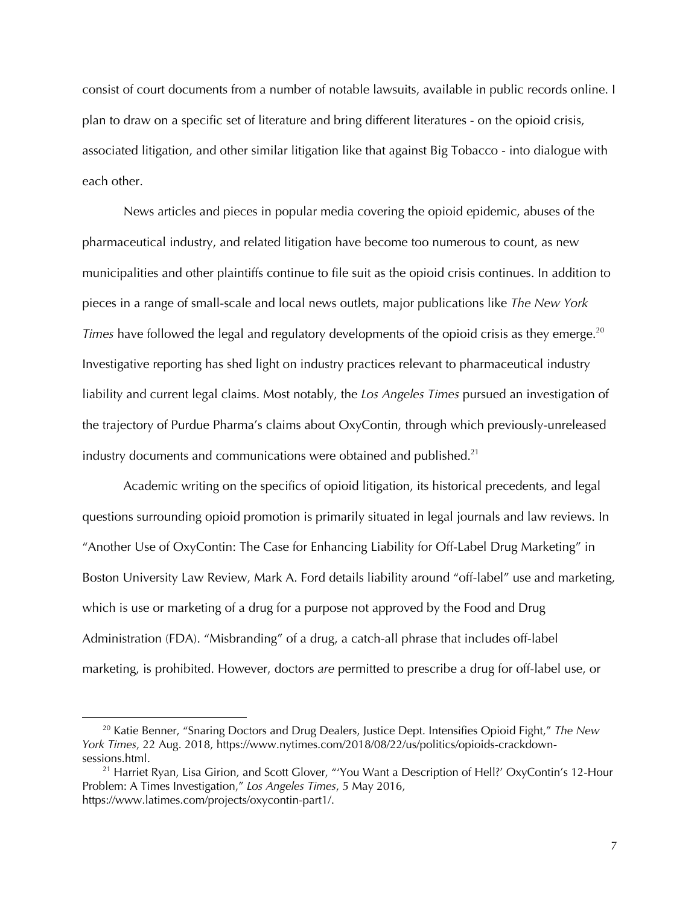consist of court documents from a number of notable lawsuits, available in public records online. I plan to draw on a specific set of literature and bring different literatures - on the opioid crisis, associated litigation, and other similar litigation like that against Big Tobacco - into dialogue with each other.

News articles and pieces in popular media covering the opioid epidemic, abuses of the pharmaceutical industry, and related litigation have become too numerous to count, as new municipalities and other plaintiffs continue to file suit as the opioid crisis continues. In addition to pieces in a range of small-scale and local news outlets, major publications like *The New York Times* have followed the legal and regulatory developments of the opioid crisis as they emerge.[20] Investigative reporting has shed light on industry practices relevant to pharmaceutical industry liability and current legal claims. Most notably, the *Los Angeles Times* pursued an investigation of the trajectory of Purdue Pharma's claims about OxyContin, through which previously-unreleased industry documents and communications were obtained and published.[21]

Academic writing on the specifics of opioid litigation, its historical precedents, and legal questions surrounding opioid promotion is primarily situated in legal journals and law reviews. In "Another Use of OxyContin: The Case for Enhancing Liability for Off-Label Drug Marketing" in Boston University Law Review, Mark A. Ford details liability around "off-label" use and marketing, which is use or marketing of a drug for a purpose not approved by the Food and Drug Administration (FDA). "Misbranding" of a drug, a catch-all phrase that includes off-label marketing, is prohibited. However, doctors *are* permitted to prescribe a drug for off-label use, or

---

[20] Katie Benner, "Snaring Doctors and Drug Dealers, Justice Dept. Intensifies Opioid Fight," *The New York Times*, 22 Aug. 2018, https://www.nytimes.com/2018/08/22/us/politics/opioids-crackdown-sessions.html.

[21] Harriet Ryan, Lisa Girion, and Scott Glover, "'You Want a Description of Hell?' OxyContin's 12-Hour Problem: A Times Investigation," *Los Angeles Times*, 5 May 2016, https://www.latimes.com/projects/oxycontin-part1/.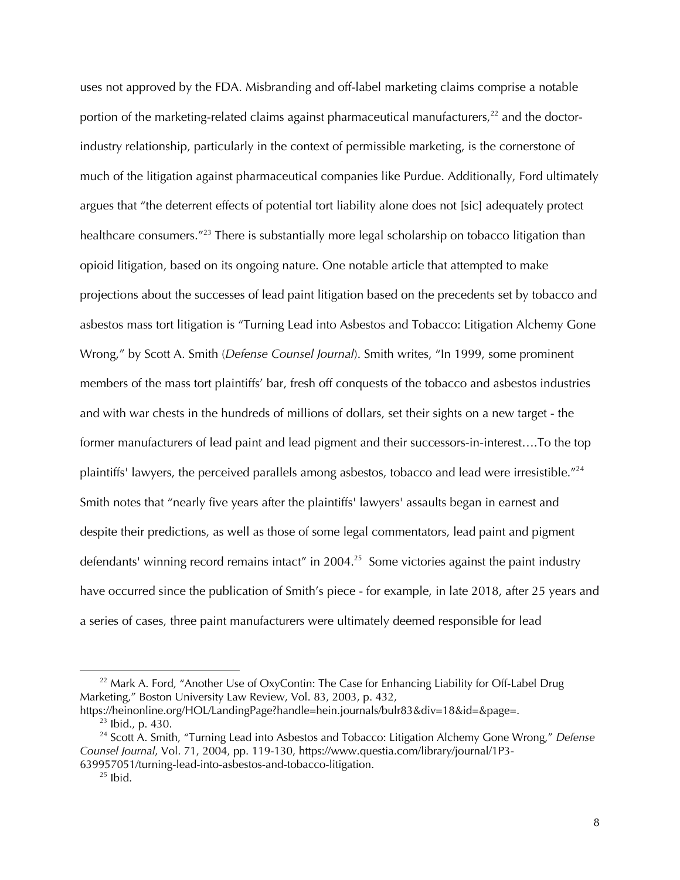uses not approved by the FDA. Misbranding and off-label marketing claims comprise a notable portion of the marketing-related claims against pharmaceutical manufacturers,[22] and the doctor-industry relationship, particularly in the context of permissible marketing, is the cornerstone of much of the litigation against pharmaceutical companies like Purdue. Additionally, Ford ultimately argues that "the deterrent effects of potential tort liability alone does not [sic] adequately protect healthcare consumers."[23] There is substantially more legal scholarship on tobacco litigation than opioid litigation, based on its ongoing nature. One notable article that attempted to make projections about the successes of lead paint litigation based on the precedents set by tobacco and asbestos mass tort litigation is "Turning Lead into Asbestos and Tobacco: Litigation Alchemy Gone Wrong," by Scott A. Smith (*Defense Counsel Journal*). Smith writes, "In 1999, some prominent members of the mass tort plaintiffs' bar, fresh off conquests of the tobacco and asbestos industries and with war chests in the hundreds of millions of dollars, set their sights on a new target - the former manufacturers of lead paint and lead pigment and their successors-in-interest….To the top plaintiffs' lawyers, the perceived parallels among asbestos, tobacco and lead were irresistible."[24] Smith notes that "nearly five years after the plaintiffs' lawyers' assaults began in earnest and despite their predictions, as well as those of some legal commentators, lead paint and pigment defendants' winning record remains intact" in 2004.[25] Some victories against the paint industry have occurred since the publication of Smith's piece - for example, in late 2018, after 25 years and a series of cases, three paint manufacturers were ultimately deemed responsible for lead

---

[22] Mark A. Ford, "Another Use of OxyContin: The Case for Enhancing Liability for Off-Label Drug Marketing," Boston University Law Review, Vol. 83, 2003, p. 432, https://heinonline.org/HOL/LandingPage?handle=hein.journals/bulr83&div=18&id=&page=.

[23] Ibid., p. 430.

[24] Scott A. Smith, "Turning Lead into Asbestos and Tobacco: Litigation Alchemy Gone Wrong," *Defense Counsel Journal*, Vol. 71, 2004, pp. 119-130, https://www.questia.com/library/journal/1P3-639957051/turning-lead-into-asbestos-and-tobacco-litigation.

[25] Ibid.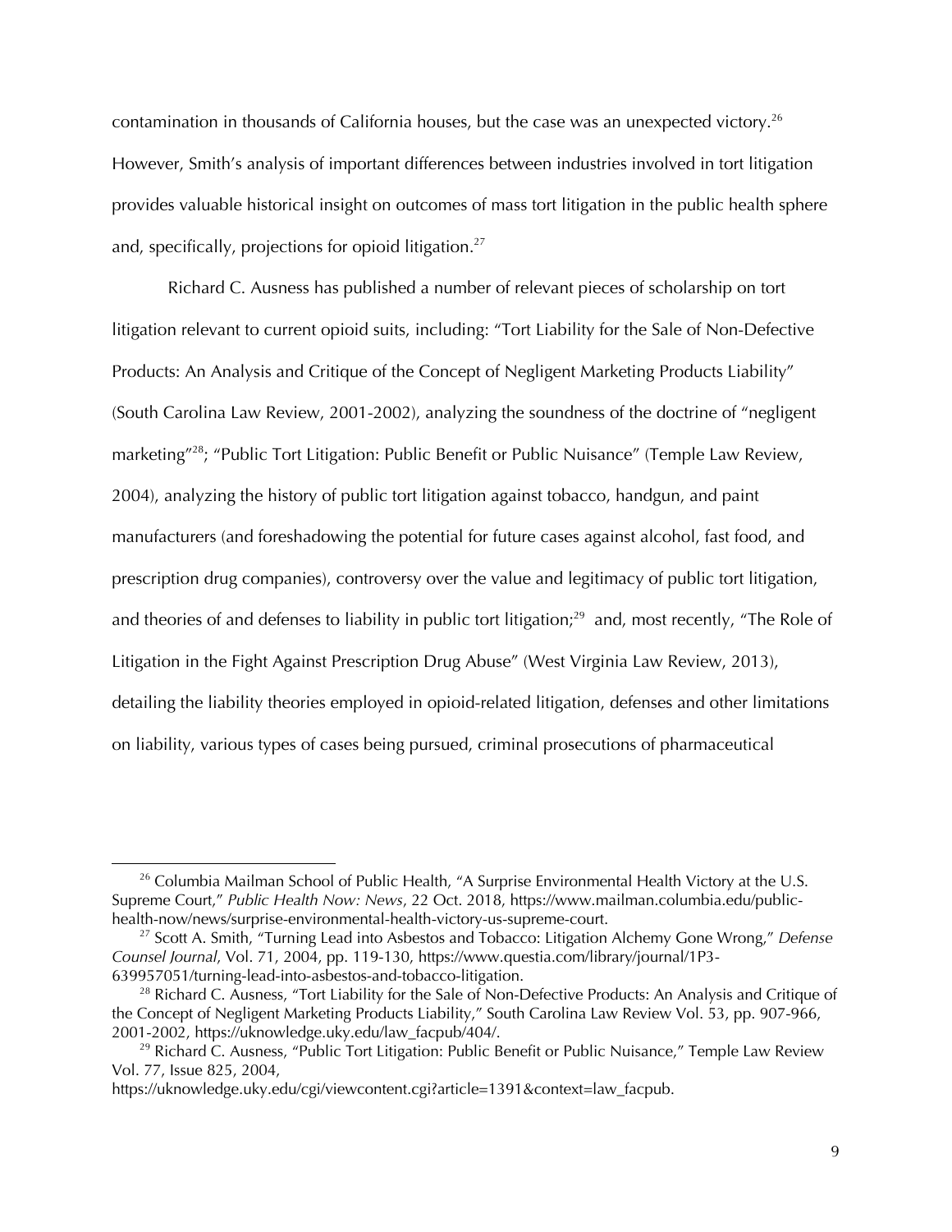contamination in thousands of California houses, but the case was an unexpected victory.[26] However, Smith's analysis of important differences between industries involved in tort litigation provides valuable historical insight on outcomes of mass tort litigation in the public health sphere and, specifically, projections for opioid litigation.[27]

Richard C. Ausness has published a number of relevant pieces of scholarship on tort litigation relevant to current opioid suits, including: "Tort Liability for the Sale of Non-Defective Products: An Analysis and Critique of the Concept of Negligent Marketing Products Liability" (South Carolina Law Review, 2001-2002), analyzing the soundness of the doctrine of "negligent marketing"[28]; "Public Tort Litigation: Public Benefit or Public Nuisance" (Temple Law Review, 2004), analyzing the history of public tort litigation against tobacco, handgun, and paint manufacturers (and foreshadowing the potential for future cases against alcohol, fast food, and prescription drug companies), controversy over the value and legitimacy of public tort litigation, and theories of and defenses to liability in public tort litigation;[29] and, most recently, "The Role of Litigation in the Fight Against Prescription Drug Abuse" (West Virginia Law Review, 2013), detailing the liability theories employed in opioid-related litigation, defenses and other limitations on liability, various types of cases being pursued, criminal prosecutions of pharmaceutical

---

[26] Columbia Mailman School of Public Health, "A Surprise Environmental Health Victory at the U.S. Supreme Court," *Public Health Now: News*, 22 Oct. 2018, https://www.mailman.columbia.edu/public-health-now/news/surprise-environmental-health-victory-us-supreme-court.

[27] Scott A. Smith, "Turning Lead into Asbestos and Tobacco: Litigation Alchemy Gone Wrong," *Defense Counsel Journal*, Vol. 71, 2004, pp. 119-130, https://www.questia.com/library/journal/1P3-639957051/turning-lead-into-asbestos-and-tobacco-litigation.

[28] Richard C. Ausness, "Tort Liability for the Sale of Non-Defective Products: An Analysis and Critique of the Concept of Negligent Marketing Products Liability," South Carolina Law Review Vol. 53, pp. 907-966, 2001-2002, https://uknowledge.uky.edu/law_facpub/404/.

[29] Richard C. Ausness, "Public Tort Litigation: Public Benefit or Public Nuisance," Temple Law Review Vol. 77, Issue 825, 2004, https://uknowledge.uky.edu/cgi/viewcontent.cgi?article=1391&context=law_facpub.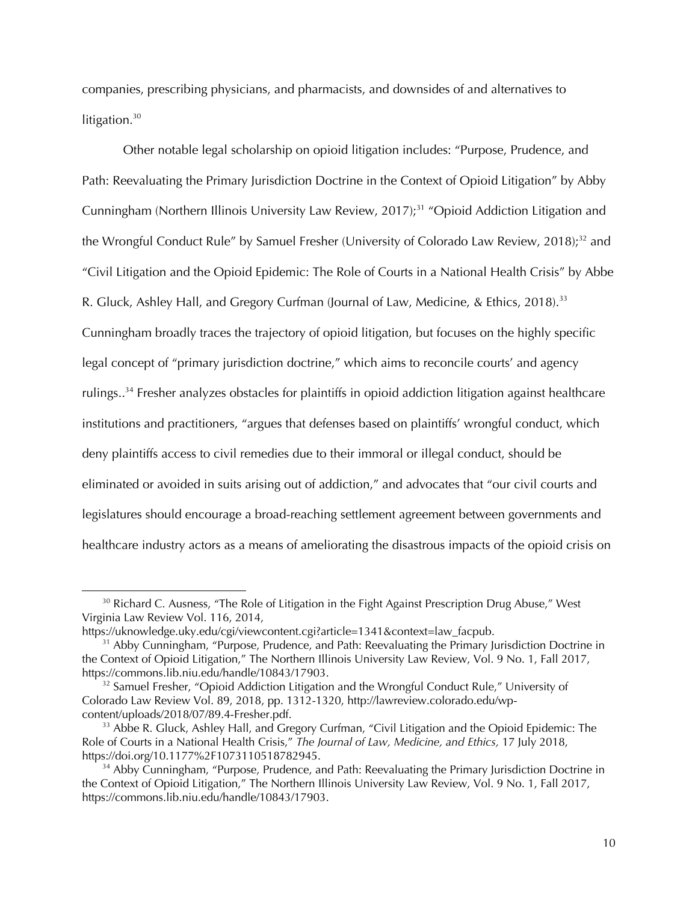companies, prescribing physicians, and pharmacists, and downsides of and alternatives to litigation.[30]

Other notable legal scholarship on opioid litigation includes: "Purpose, Prudence, and Path: Reevaluating the Primary Jurisdiction Doctrine in the Context of Opioid Litigation" by Abby Cunningham (Northern Illinois University Law Review, 2017);[31] "Opioid Addiction Litigation and the Wrongful Conduct Rule" by Samuel Fresher (University of Colorado Law Review, 2018);[32] and "Civil Litigation and the Opioid Epidemic: The Role of Courts in a National Health Crisis" by Abbe R. Gluck, Ashley Hall, and Gregory Curfman (Journal of Law, Medicine, & Ethics, 2018).[33] Cunningham broadly traces the trajectory of opioid litigation, but focuses on the highly specific legal concept of "primary jurisdiction doctrine," which aims to reconcile courts' and agency rulings..[34] Fresher analyzes obstacles for plaintiffs in opioid addiction litigation against healthcare institutions and practitioners, "argues that defenses based on plaintiffs' wrongful conduct, which deny plaintiffs access to civil remedies due to their immoral or illegal conduct, should be eliminated or avoided in suits arising out of addiction," and advocates that "our civil courts and legislatures should encourage a broad-reaching settlement agreement between governments and healthcare industry actors as a means of ameliorating the disastrous impacts of the opioid crisis on

---

[30] Richard C. Ausness, "The Role of Litigation in the Fight Against Prescription Drug Abuse," West Virginia Law Review Vol. 116, 2014, https://uknowledge.uky.edu/cgi/viewcontent.cgi?article=1341&context=law_facpub.

[31] Abby Cunningham, "Purpose, Prudence, and Path: Reevaluating the Primary Jurisdiction Doctrine in the Context of Opioid Litigation," The Northern Illinois University Law Review, Vol. 9 No. 1, Fall 2017, https://commons.lib.niu.edu/handle/10843/17903.

[32] Samuel Fresher, "Opioid Addiction Litigation and the Wrongful Conduct Rule," University of Colorado Law Review Vol. 89, 2018, pp. 1312-1320, http://lawreview.colorado.edu/wp-content/uploads/2018/07/89.4-Fresher.pdf.

[33] Abbe R. Gluck, Ashley Hall, and Gregory Curfman, "Civil Litigation and the Opioid Epidemic: The Role of Courts in a National Health Crisis," *The Journal of Law, Medicine, and Ethics,* 17 July 2018, https://doi.org/10.1177%2F1073110518782945.

[34] Abby Cunningham, "Purpose, Prudence, and Path: Reevaluating the Primary Jurisdiction Doctrine in the Context of Opioid Litigation," The Northern Illinois University Law Review, Vol. 9 No. 1, Fall 2017, https://commons.lib.niu.edu/handle/10843/17903.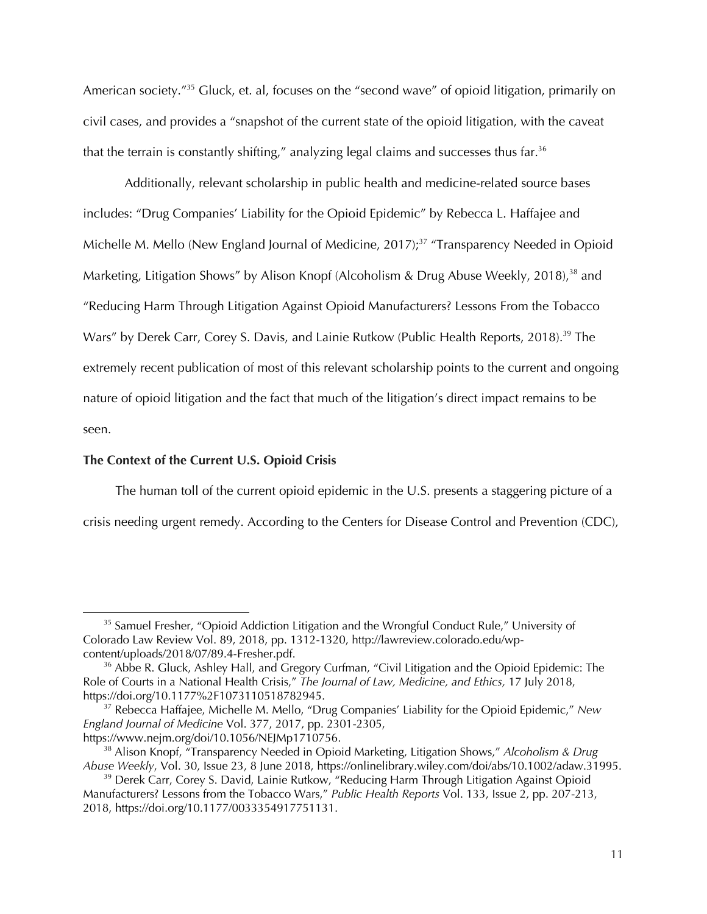American society."[35] Gluck, et. al, focuses on the "second wave" of opioid litigation, primarily on civil cases, and provides a "snapshot of the current state of the opioid litigation, with the caveat that the terrain is constantly shifting," analyzing legal claims and successes thus far.[36]

Additionally, relevant scholarship in public health and medicine-related source bases includes: "Drug Companies' Liability for the Opioid Epidemic" by Rebecca L. Haffajee and Michelle M. Mello (New England Journal of Medicine, 2017);[37] "Transparency Needed in Opioid Marketing, Litigation Shows" by Alison Knopf (Alcoholism & Drug Abuse Weekly, 2018),[38] and "Reducing Harm Through Litigation Against Opioid Manufacturers? Lessons From the Tobacco Wars" by Derek Carr, Corey S. Davis, and Lainie Rutkow (Public Health Reports, 2018).[39] The extremely recent publication of most of this relevant scholarship points to the current and ongoing nature of opioid litigation and the fact that much of the litigation's direct impact remains to be seen.

**The Context of the Current U.S. Opioid Crisis**

The human toll of the current opioid epidemic in the U.S. presents a staggering picture of a crisis needing urgent remedy. According to the Centers for Disease Control and Prevention (CDC),

---

[35] Samuel Fresher, "Opioid Addiction Litigation and the Wrongful Conduct Rule," University of Colorado Law Review Vol. 89, 2018, pp. 1312-1320, http://lawreview.colorado.edu/wp-content/uploads/2018/07/89.4-Fresher.pdf.

[36] Abbe R. Gluck, Ashley Hall, and Gregory Curfman, "Civil Litigation and the Opioid Epidemic: The Role of Courts in a National Health Crisis," *The Journal of Law, Medicine, and Ethics,* 17 July 2018, https://doi.org/10.1177%2F1073110518782945.

[37] Rebecca Haffajee, Michelle M. Mello, "Drug Companies' Liability for the Opioid Epidemic," *New England Journal of Medicine* Vol. 377, 2017, pp. 2301-2305, https://www.nejm.org/doi/10.1056/NEJMp1710756.

[38] Alison Knopf, "Transparency Needed in Opioid Marketing, Litigation Shows," *Alcoholism & Drug Abuse Weekly*, Vol. 30, Issue 23, 8 June 2018, https://onlinelibrary.wiley.com/doi/abs/10.1002/adaw.31995.

[39] Derek Carr, Corey S. David, Lainie Rutkow, "Reducing Harm Through Litigation Against Opioid Manufacturers? Lessons from the Tobacco Wars," *Public Health Reports* Vol. 133, Issue 2, pp. 207-213, 2018, https://doi.org/10.1177/0033354917751131.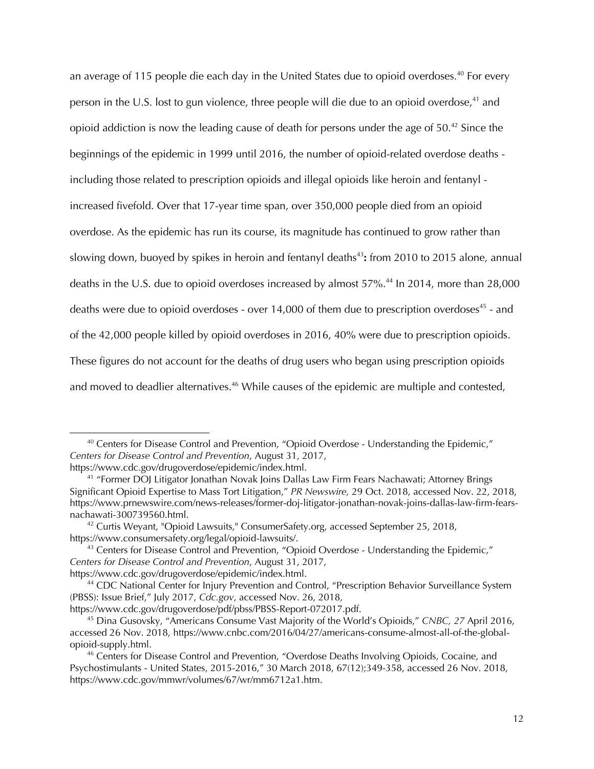an average of 115 people die each day in the United States due to opioid overdoses.[40] For every person in the U.S. lost to gun violence, three people will die due to an opioid overdose,[41] and opioid addiction is now the leading cause of death for persons under the age of 50.[42] Since the beginnings of the epidemic in 1999 until 2016, the number of opioid-related overdose deaths - including those related to prescription opioids and illegal opioids like heroin and fentanyl - increased fivefold. Over that 17-year time span, over 350,000 people died from an opioid overdose. As the epidemic has run its course, its magnitude has continued to grow rather than slowing down, buoyed by spikes in heroin and fentanyl deaths[43]**:** from 2010 to 2015 alone, annual deaths in the U.S. due to opioid overdoses increased by almost 57%.[44] In 2014, more than 28,000 deaths were due to opioid overdoses - over 14,000 of them due to prescription overdoses[45] - and of the 42,000 people killed by opioid overdoses in 2016, 40% were due to prescription opioids. These figures do not account for the deaths of drug users who began using prescription opioids and moved to deadlier alternatives.[46] While causes of the epidemic are multiple and contested,

---

[40] Centers for Disease Control and Prevention, "Opioid Overdose - Understanding the Epidemic," *Centers for Disease Control and Prevention*, August 31, 2017, https://www.cdc.gov/drugoverdose/epidemic/index.html.

[41] "Former DOJ Litigator Jonathan Novak Joins Dallas Law Firm Fears Nachawati; Attorney Brings Significant Opioid Expertise to Mass Tort Litigation," *PR Newswire,* 29 Oct. 2018, accessed Nov. 22, 2018, https://www.prnewswire.com/news-releases/former-doj-litigator-jonathan-novak-joins-dallas-law-firm-fears-nachawati-300739560.html.

[42] Curtis Weyant, "Opioid Lawsuits," ConsumerSafety.org, accessed September 25, 2018, https://www.consumersafety.org/legal/opioid-lawsuits/.

[43] Centers for Disease Control and Prevention, "Opioid Overdose - Understanding the Epidemic," *Centers for Disease Control and Prevention*, August 31, 2017, https://www.cdc.gov/drugoverdose/epidemic/index.html.

[44] CDC National Center for Injury Prevention and Control, "Prescription Behavior Surveillance System (PBSS): Issue Brief," July 2017, *Cdc.gov*, accessed Nov. 26, 2018, https://www.cdc.gov/drugoverdose/pdf/pbss/PBSS-Report-072017.pdf.

[45] Dina Gusovsky, "Americans Consume Vast Majority of the World's Opioids," *CNBC, 27* April 2016, accessed 26 Nov. 2018, https://www.cnbc.com/2016/04/27/americans-consume-almost-all-of-the-global-opioid-supply.html.

[46] Centers for Disease Control and Prevention, "Overdose Deaths Involving Opioids, Cocaine, and Psychostimulants - United States, 2015-2016," 30 March 2018, 67(12);349-358, accessed 26 Nov. 2018, https://www.cdc.gov/mmwr/volumes/67/wr/mm6712a1.htm.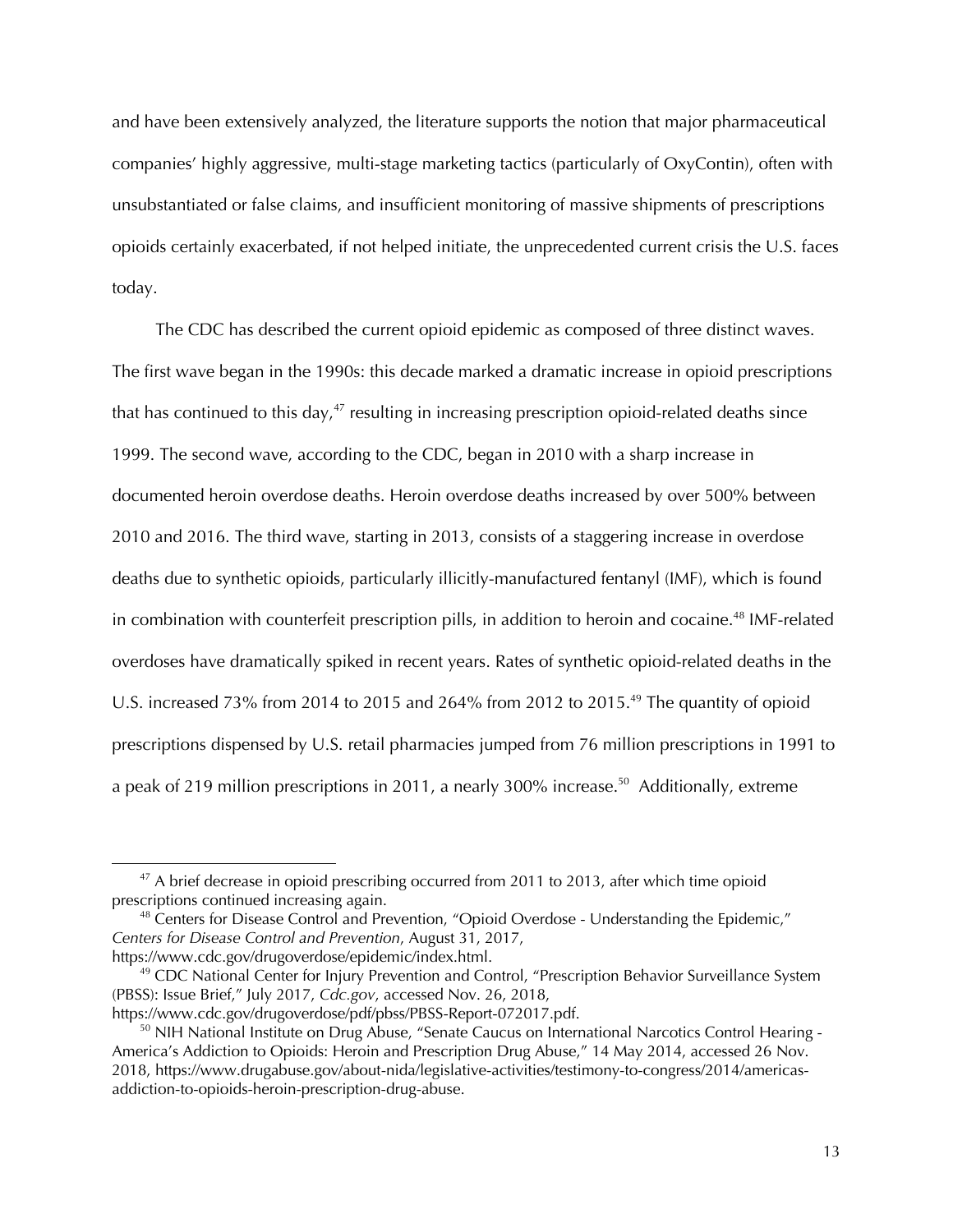and have been extensively analyzed, the literature supports the notion that major pharmaceutical companies' highly aggressive, multi-stage marketing tactics (particularly of OxyContin), often with unsubstantiated or false claims, and insufficient monitoring of massive shipments of prescriptions opioids certainly exacerbated, if not helped initiate, the unprecedented current crisis the U.S. faces today.

The CDC has described the current opioid epidemic as composed of three distinct waves. The first wave began in the 1990s: this decade marked a dramatic increase in opioid prescriptions that has continued to this day,[47] resulting in increasing prescription opioid-related deaths since 1999. The second wave, according to the CDC, began in 2010 with a sharp increase in documented heroin overdose deaths. Heroin overdose deaths increased by over 500% between 2010 and 2016. The third wave, starting in 2013, consists of a staggering increase in overdose deaths due to synthetic opioids, particularly illicitly-manufactured fentanyl (IMF), which is found in combination with counterfeit prescription pills, in addition to heroin and cocaine.[48] IMF-related overdoses have dramatically spiked in recent years. Rates of synthetic opioid-related deaths in the U.S. increased 73% from 2014 to 2015 and 264% from 2012 to 2015.[49] The quantity of opioid prescriptions dispensed by U.S. retail pharmacies jumped from 76 million prescriptions in 1991 to a peak of 219 million prescriptions in 2011, a nearly 300% increase.[50] Additionally, extreme

---

[47] A brief decrease in opioid prescribing occurred from 2011 to 2013, after which time opioid prescriptions continued increasing again.

[48] Centers for Disease Control and Prevention, "Opioid Overdose - Understanding the Epidemic," *Centers for Disease Control and Prevention*, August 31, 2017, https://www.cdc.gov/drugoverdose/epidemic/index.html.

[49] CDC National Center for Injury Prevention and Control, "Prescription Behavior Surveillance System (PBSS): Issue Brief," July 2017, *Cdc.gov*, accessed Nov. 26, 2018, https://www.cdc.gov/drugoverdose/pdf/pbss/PBSS-Report-072017.pdf.

[50] NIH National Institute on Drug Abuse, "Senate Caucus on International Narcotics Control Hearing - America's Addiction to Opioids: Heroin and Prescription Drug Abuse," 14 May 2014, accessed 26 Nov. 2018, https://www.drugabuse.gov/about-nida/legislative-activities/testimony-to-congress/2014/americas-addiction-to-opioids-heroin-prescription-drug-abuse.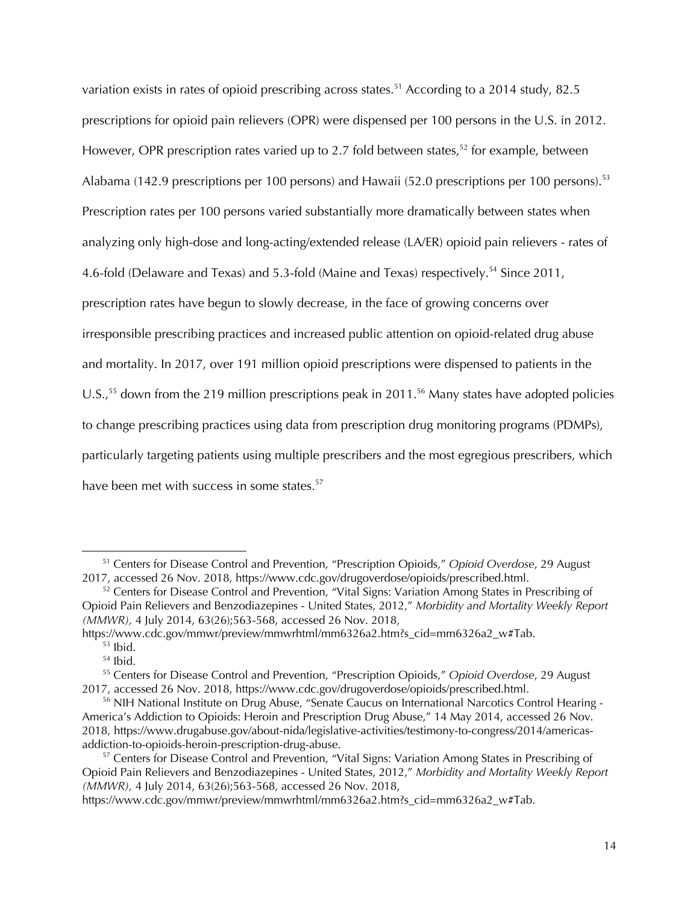variation exists in rates of opioid prescribing across states.[51] According to a 2014 study, 82.5 prescriptions for opioid pain relievers (OPR) were dispensed per 100 persons in the U.S. in 2012. However, OPR prescription rates varied up to 2.7 fold between states,[52] for example, between Alabama (142.9 prescriptions per 100 persons) and Hawaii (52.0 prescriptions per 100 persons).[53] Prescription rates per 100 persons varied substantially more dramatically between states when analyzing only high-dose and long-acting/extended release (LA/ER) opioid pain relievers - rates of 4.6-fold (Delaware and Texas) and 5.3-fold (Maine and Texas) respectively.[54] Since 2011, prescription rates have begun to slowly decrease, in the face of growing concerns over irresponsible prescribing practices and increased public attention on opioid-related drug abuse and mortality. In 2017, over 191 million opioid prescriptions were dispensed to patients in the U.S.,[55] down from the 219 million prescriptions peak in 2011.[56] Many states have adopted policies to change prescribing practices using data from prescription drug monitoring programs (PDMPs), particularly targeting patients using multiple prescribers and the most egregious prescribers, which have been met with success in some states.[57]

---

[51] Centers for Disease Control and Prevention, "Prescription Opioids," *Opioid Overdose*, 29 August 2017, accessed 26 Nov. 2018, https://www.cdc.gov/drugoverdose/opioids/prescribed.html.

[52] Centers for Disease Control and Prevention, "Vital Signs: Variation Among States in Prescribing of Opioid Pain Relievers and Benzodiazepines - United States, 2012," *Morbidity and Mortality Weekly Report (MMWR),* 4 July 2014, 63(26);563-568, accessed 26 Nov. 2018, https://www.cdc.gov/mmwr/preview/mmwrhtml/mm6326a2.htm?s_cid=mm6326a2_w#Tab.

[53] Ibid.

[54] Ibid.

[55] Centers for Disease Control and Prevention, "Prescription Opioids," *Opioid Overdose*, 29 August 2017, accessed 26 Nov. 2018, https://www.cdc.gov/drugoverdose/opioids/prescribed.html.

[56] NIH National Institute on Drug Abuse, "Senate Caucus on International Narcotics Control Hearing - America's Addiction to Opioids: Heroin and Prescription Drug Abuse," 14 May 2014, accessed 26 Nov. 2018, https://www.drugabuse.gov/about-nida/legislative-activities/testimony-to-congress/2014/americas-addiction-to-opioids-heroin-prescription-drug-abuse.

[57] Centers for Disease Control and Prevention, "Vital Signs: Variation Among States in Prescribing of Opioid Pain Relievers and Benzodiazepines - United States, 2012," *Morbidity and Mortality Weekly Report (MMWR),* 4 July 2014, 63(26);563-568, accessed 26 Nov. 2018, https://www.cdc.gov/mmwr/preview/mmwrhtml/mm6326a2.htm?s_cid=mm6326a2_w#Tab.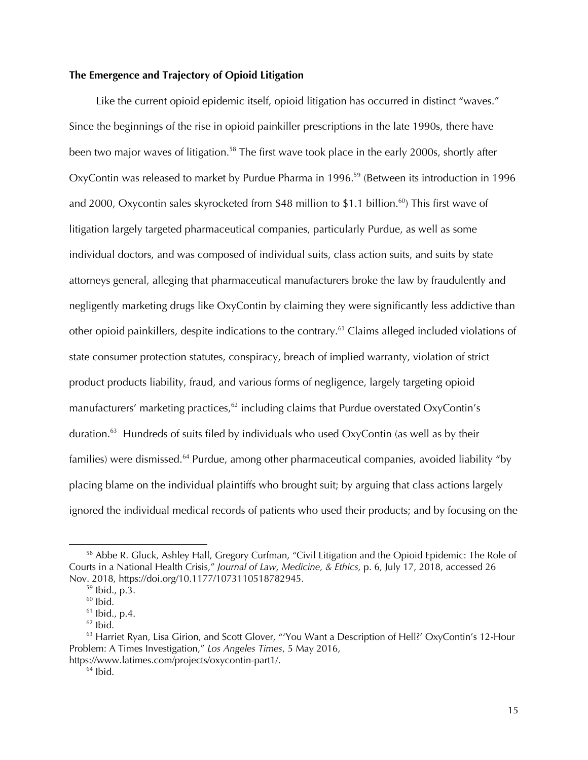**The Emergence and Trajectory of Opioid Litigation**

Like the current opioid epidemic itself, opioid litigation has occurred in distinct "waves." Since the beginnings of the rise in opioid painkiller prescriptions in the late 1990s, there have been two major waves of litigation.[58] The first wave took place in the early 2000s, shortly after OxyContin was released to market by Purdue Pharma in 1996.[59] (Between its introduction in 1996 and 2000, Oxycontin sales skyrocketed from $48 million to $1.1 billion.[60]) This first wave of litigation largely targeted pharmaceutical companies, particularly Purdue, as well as some individual doctors, and was composed of individual suits, class action suits, and suits by state attorneys general, alleging that pharmaceutical manufacturers broke the law by fraudulently and negligently marketing drugs like OxyContin by claiming they were significantly less addictive than other opioid painkillers, despite indications to the contrary.[61] Claims alleged included violations of state consumer protection statutes, conspiracy, breach of implied warranty, violation of strict product products liability, fraud, and various forms of negligence, largely targeting opioid manufacturers' marketing practices,[62] including claims that Purdue overstated OxyContin's duration.[63] Hundreds of suits filed by individuals who used OxyContin (as well as by their families) were dismissed.[64] Purdue, among other pharmaceutical companies, avoided liability "by placing blame on the individual plaintiffs who brought suit; by arguing that class actions largely ignored the individual medical records of patients who used their products; and by focusing on the

---

[58] Abbe R. Gluck, Ashley Hall, Gregory Curfman, "Civil Litigation and the Opioid Epidemic: The Role of Courts in a National Health Crisis," *Journal of Law, Medicine, & Ethics,* p. 6, July 17, 2018, accessed 26 Nov. 2018, https://doi.org/10.1177/1073110518782945.

[59] Ibid., p.3.

[60] Ibid.

[61] Ibid., p.4.

[62] Ibid.

[63] Harriet Ryan, Lisa Girion, and Scott Glover, "'You Want a Description of Hell?' OxyContin's 12-Hour Problem: A Times Investigation," *Los Angeles Times*, 5 May 2016, https://www.latimes.com/projects/oxycontin-part1/.

[64] Ibid.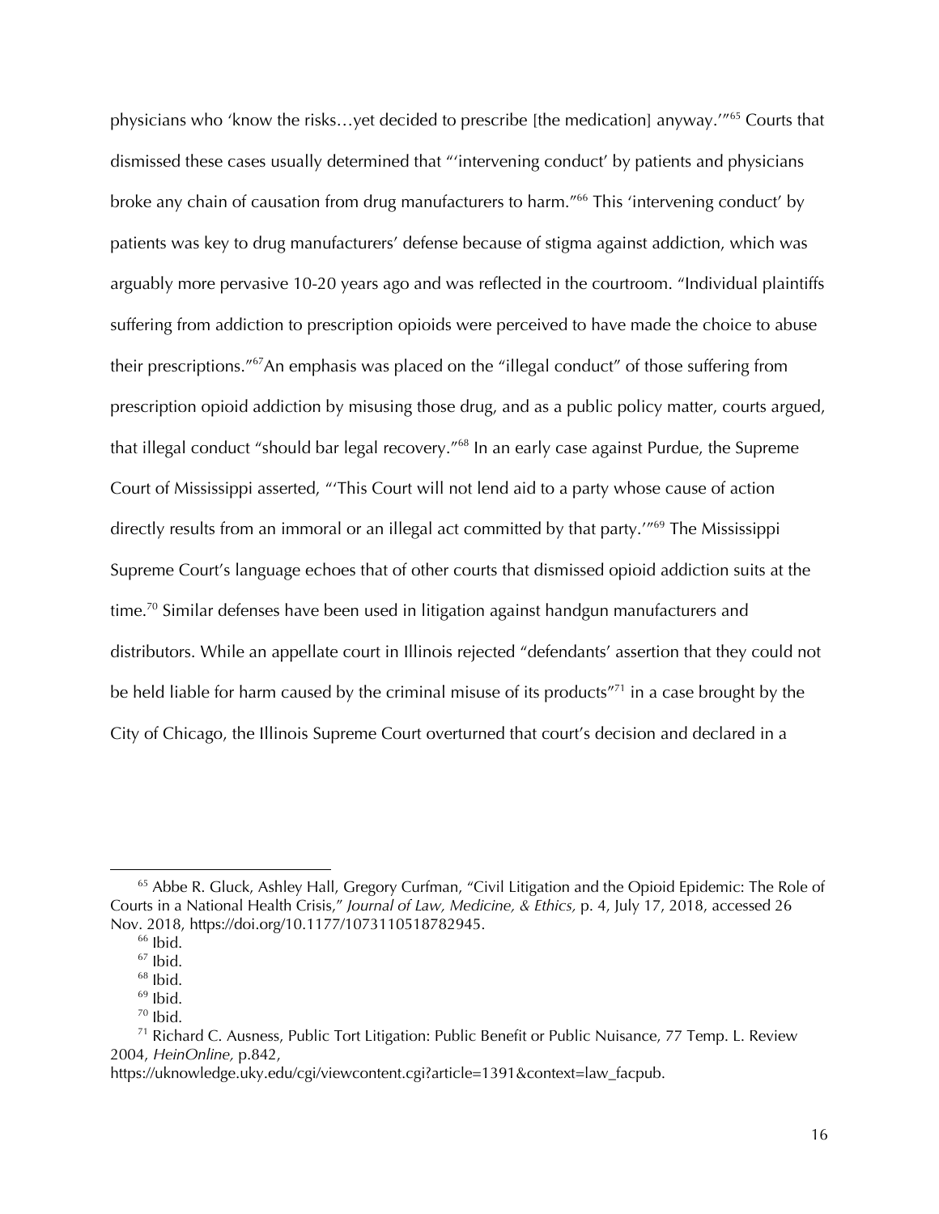physicians who 'know the risks…yet decided to prescribe [the medication] anyway.'"[65] Courts that dismissed these cases usually determined that "'intervening conduct' by patients and physicians broke any chain of causation from drug manufacturers to harm."[66] This 'intervening conduct' by patients was key to drug manufacturers' defense because of stigma against addiction, which was arguably more pervasive 10-20 years ago and was reflected in the courtroom. "Individual plaintiffs suffering from addiction to prescription opioids were perceived to have made the choice to abuse their prescriptions."[67]An emphasis was placed on the "illegal conduct" of those suffering from prescription opioid addiction by misusing those drug, and as a public policy matter, courts argued, that illegal conduct "should bar legal recovery."[68] In an early case against Purdue, the Supreme Court of Mississippi asserted, "'This Court will not lend aid to a party whose cause of action directly results from an immoral or an illegal act committed by that party.'"[69] The Mississippi Supreme Court's language echoes that of other courts that dismissed opioid addiction suits at the time.[70] Similar defenses have been used in litigation against handgun manufacturers and distributors. While an appellate court in Illinois rejected "defendants' assertion that they could not be held liable for harm caused by the criminal misuse of its products"[71] in a case brought by the City of Chicago, the Illinois Supreme Court overturned that court's decision and declared in a

---

[65] Abbe R. Gluck, Ashley Hall, Gregory Curfman, "Civil Litigation and the Opioid Epidemic: The Role of Courts in a National Health Crisis," *Journal of Law, Medicine, & Ethics,* p. 4, July 17, 2018, accessed 26 Nov. 2018, https://doi.org/10.1177/1073110518782945.

[66] Ibid.

[67] Ibid.

[68] Ibid.

[69] Ibid.

[70] Ibid.

[71] Richard C. Ausness, Public Tort Litigation: Public Benefit or Public Nuisance, 77 Temp. L. Review 2004, *HeinOnline,* p.842, https://uknowledge.uky.edu/cgi/viewcontent.cgi?article=1391&context=law_facpub.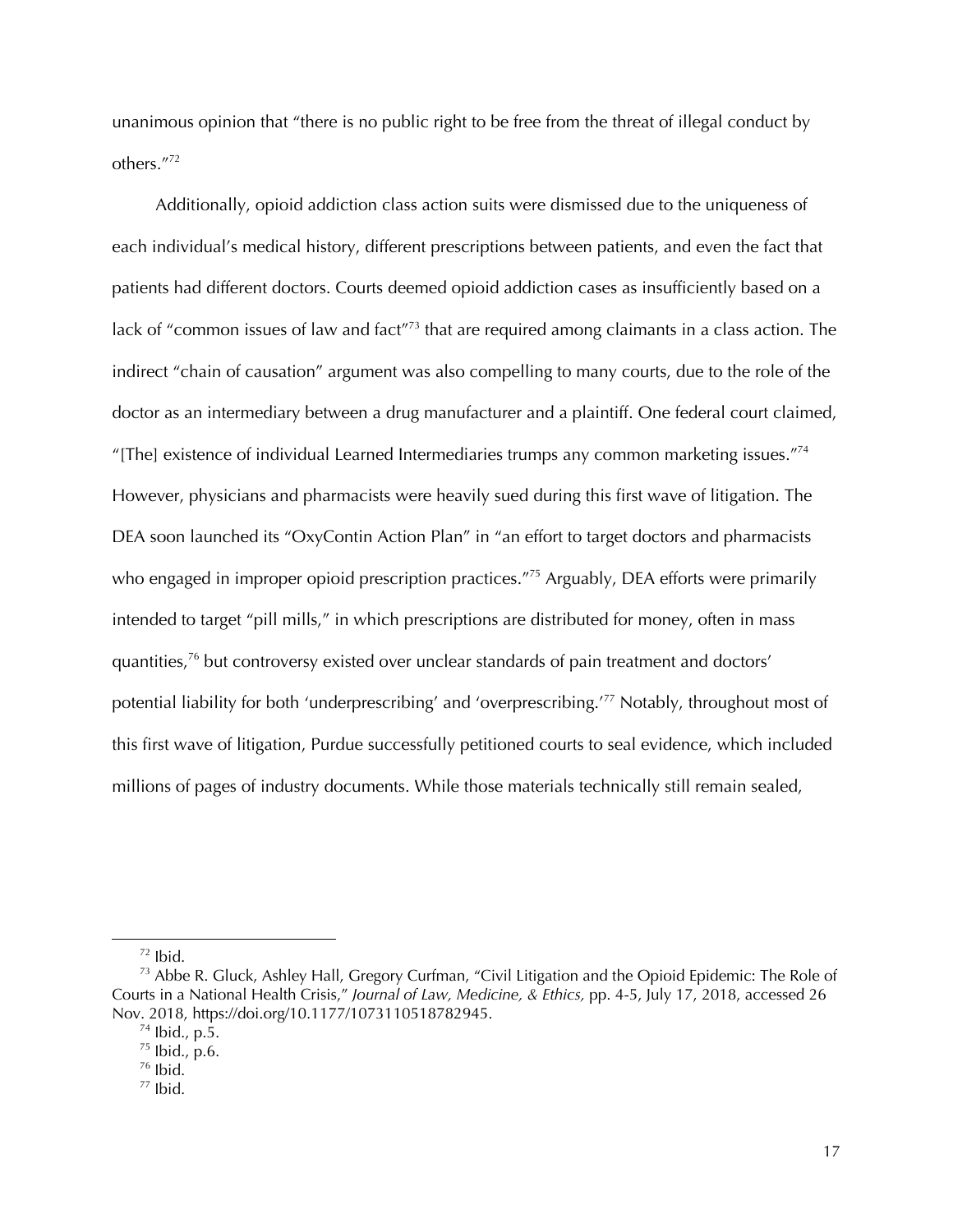unanimous opinion that "there is no public right to be free from the threat of illegal conduct by others."[72]

Additionally, opioid addiction class action suits were dismissed due to the uniqueness of each individual's medical history, different prescriptions between patients, and even the fact that patients had different doctors. Courts deemed opioid addiction cases as insufficiently based on a lack of "common issues of law and fact"[73] that are required among claimants in a class action. The indirect "chain of causation" argument was also compelling to many courts, due to the role of the doctor as an intermediary between a drug manufacturer and a plaintiff. One federal court claimed, "[The] existence of individual Learned Intermediaries trumps any common marketing issues."[74] However, physicians and pharmacists were heavily sued during this first wave of litigation. The DEA soon launched its "OxyContin Action Plan" in "an effort to target doctors and pharmacists who engaged in improper opioid prescription practices."[75] Arguably, DEA efforts were primarily intended to target "pill mills," in which prescriptions are distributed for money, often in mass quantities,[76] but controversy existed over unclear standards of pain treatment and doctors' potential liability for both 'underprescribing' and 'overprescribing.'[77] Notably, throughout most of this first wave of litigation, Purdue successfully petitioned courts to seal evidence, which included millions of pages of industry documents. While those materials technically still remain sealed,

---

[72] Ibid.

[73] Abbe R. Gluck, Ashley Hall, Gregory Curfman, "Civil Litigation and the Opioid Epidemic: The Role of Courts in a National Health Crisis," *Journal of Law, Medicine, & Ethics,* pp. 4-5, July 17, 2018, accessed 26 Nov. 2018, https://doi.org/10.1177/1073110518782945.

[74] Ibid., p.5.

[75] Ibid., p.6.

[76] Ibid.

[77] Ibid.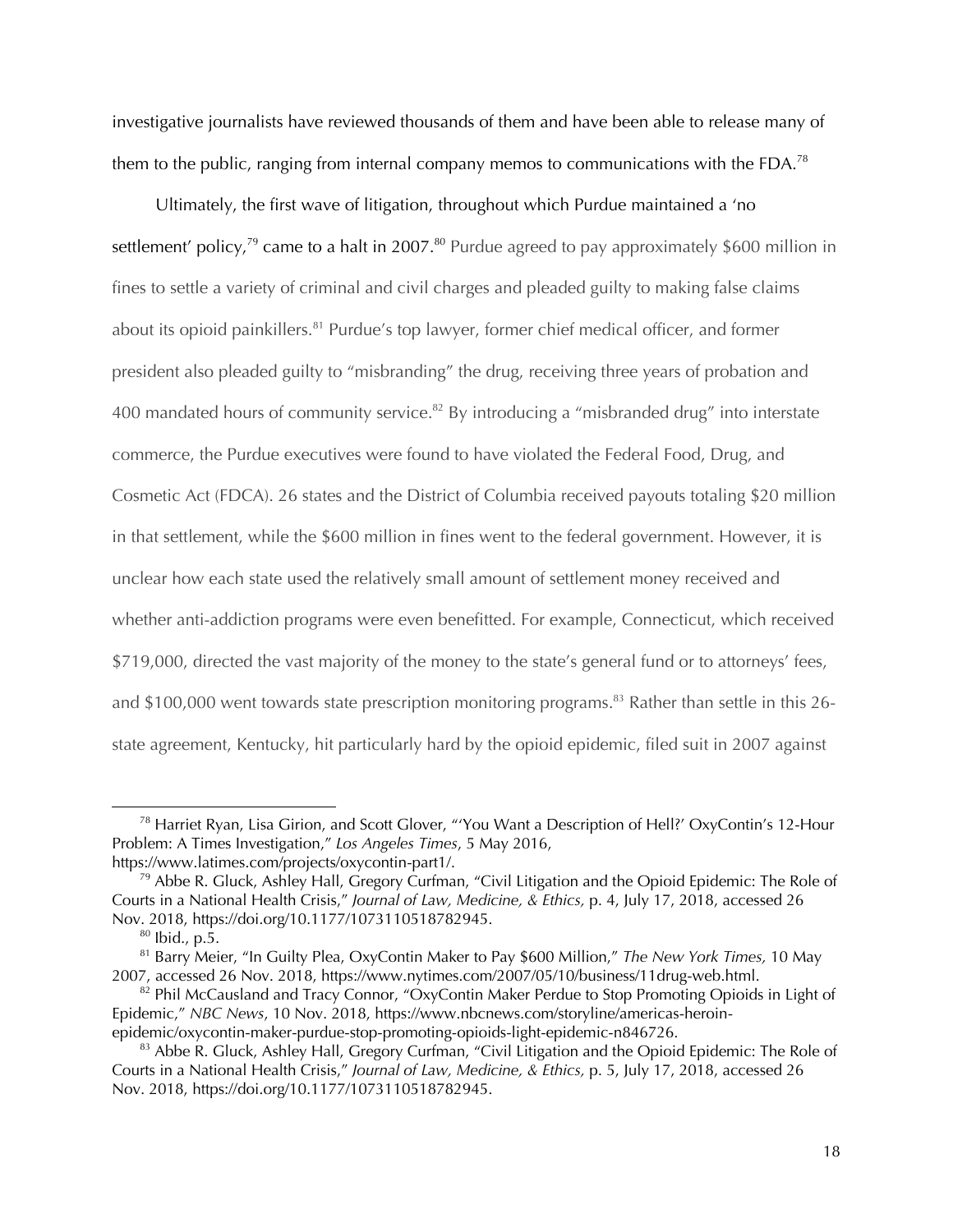investigative journalists have reviewed thousands of them and have been able to release many of them to the public, ranging from internal company memos to communications with the FDA.[78]

Ultimately, the first wave of litigation, throughout which Purdue maintained a 'no settlement' policy,[79] came to a halt in 2007.[80] Purdue agreed to pay approximately $600 million in fines to settle a variety of criminal and civil charges and pleaded guilty to making false claims about its opioid painkillers.[81] Purdue's top lawyer, former chief medical officer, and former president also pleaded guilty to "misbranding" the drug, receiving three years of probation and 400 mandated hours of community service.[82] By introducing a "misbranded drug" into interstate commerce, the Purdue executives were found to have violated the Federal Food, Drug, and Cosmetic Act (FDCA). 26 states and the District of Columbia received payouts totaling $20 million in that settlement, while the $600 million in fines went to the federal government. However, it is unclear how each state used the relatively small amount of settlement money received and whether anti-addiction programs were even benefitted. For example, Connecticut, which received $719,000, directed the vast majority of the money to the state's general fund or to attorneys' fees, and $100,000 went towards state prescription monitoring programs.[83] Rather than settle in this 26-state agreement, Kentucky, hit particularly hard by the opioid epidemic, filed suit in 2007 against

---

[78] Harriet Ryan, Lisa Girion, and Scott Glover, "'You Want a Description of Hell?' OxyContin's 12-Hour Problem: A Times Investigation," *Los Angeles Times*, 5 May 2016, https://www.latimes.com/projects/oxycontin-part1/.

[79] Abbe R. Gluck, Ashley Hall, Gregory Curfman, "Civil Litigation and the Opioid Epidemic: The Role of Courts in a National Health Crisis," *Journal of Law, Medicine, & Ethics,* p. 4, July 17, 2018, accessed 26 Nov. 2018, https://doi.org/10.1177/1073110518782945.

[80] Ibid., p.5.

[81] Barry Meier, "In Guilty Plea, OxyContin Maker to Pay $600 Million," *The New York Times,* 10 May 2007, accessed 26 Nov. 2018, https://www.nytimes.com/2007/05/10/business/11drug-web.html.

[82] Phil McCausland and Tracy Connor, "OxyContin Maker Perdue to Stop Promoting Opioids in Light of Epidemic," *NBC News*, 10 Nov. 2018, https://www.nbcnews.com/storyline/americas-heroin-epidemic/oxycontin-maker-purdue-stop-promoting-opioids-light-epidemic-n846726.

[83] Abbe R. Gluck, Ashley Hall, Gregory Curfman, "Civil Litigation and the Opioid Epidemic: The Role of Courts in a National Health Crisis," *Journal of Law, Medicine, & Ethics,* p. 5, July 17, 2018, accessed 26 Nov. 2018, https://doi.org/10.1177/1073110518782945.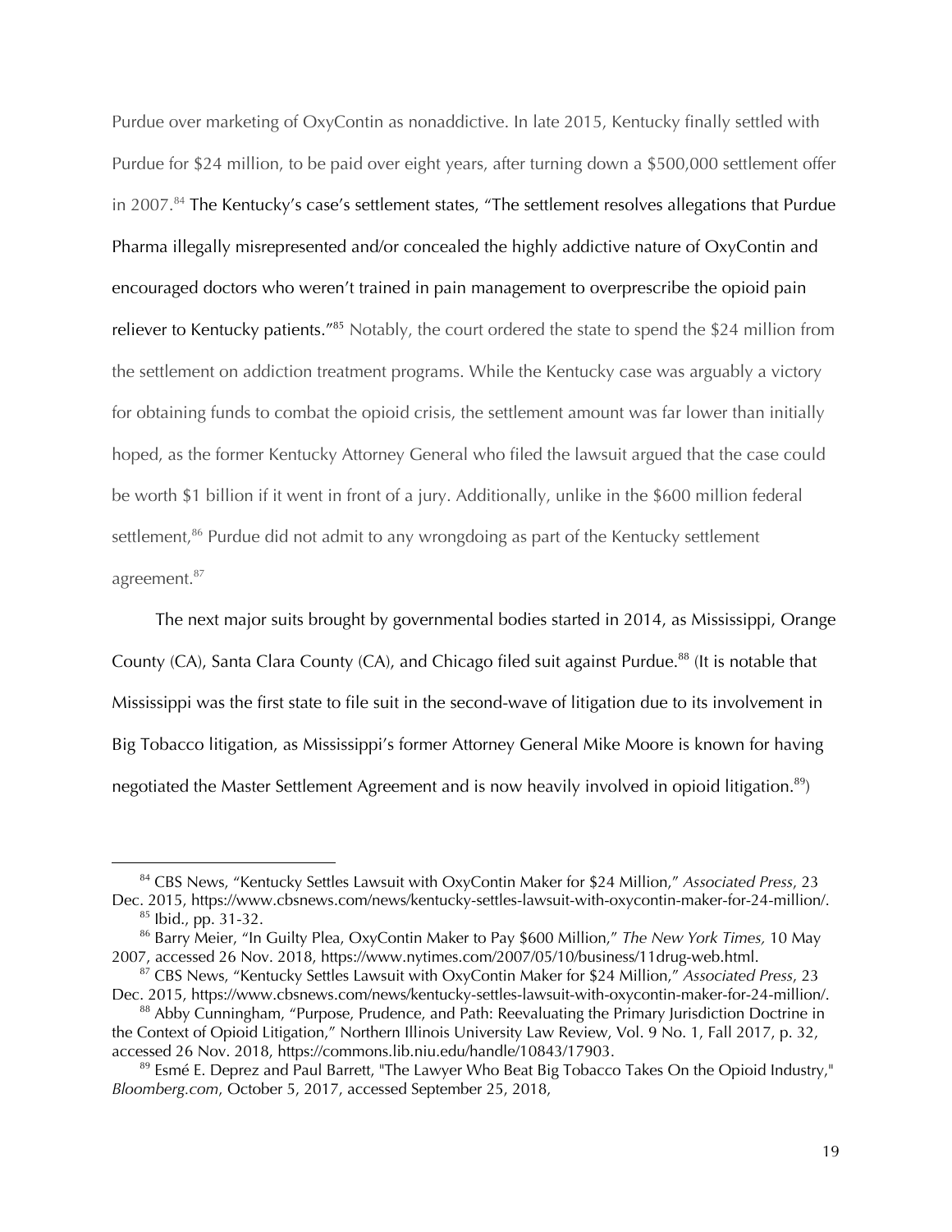Purdue over marketing of OxyContin as nonaddictive. In late 2015, Kentucky finally settled with Purdue for $24 million, to be paid over eight years, after turning down a $500,000 settlement offer in 2007.[84] The Kentucky's case's settlement states, "The settlement resolves allegations that Purdue Pharma illegally misrepresented and/or concealed the highly addictive nature of OxyContin and encouraged doctors who weren't trained in pain management to overprescribe the opioid pain reliever to Kentucky patients."[85] Notably, the court ordered the state to spend the $24 million from the settlement on addiction treatment programs. While the Kentucky case was arguably a victory for obtaining funds to combat the opioid crisis, the settlement amount was far lower than initially hoped, as the former Kentucky Attorney General who filed the lawsuit argued that the case could be worth $1 billion if it went in front of a jury. Additionally, unlike in the $600 million federal settlement,[86] Purdue did not admit to any wrongdoing as part of the Kentucky settlement agreement.[87]

The next major suits brought by governmental bodies started in 2014, as Mississippi, Orange County (CA), Santa Clara County (CA), and Chicago filed suit against Purdue.[88] (It is notable that Mississippi was the first state to file suit in the second-wave of litigation due to its involvement in Big Tobacco litigation, as Mississippi's former Attorney General Mike Moore is known for having negotiated the Master Settlement Agreement and is now heavily involved in opioid litigation.[89])

---

[84] CBS News, "Kentucky Settles Lawsuit with OxyContin Maker for $24 Million," *Associated Press*, 23 Dec. 2015, https://www.cbsnews.com/news/kentucky-settles-lawsuit-with-oxycontin-maker-for-24-million/.

[85] Ibid., pp. 31-32.

[86] Barry Meier, "In Guilty Plea, OxyContin Maker to Pay $600 Million," *The New York Times,* 10 May 2007, accessed 26 Nov. 2018, https://www.nytimes.com/2007/05/10/business/11drug-web.html.

[87] CBS News, "Kentucky Settles Lawsuit with OxyContin Maker for $24 Million," *Associated Press*, 23 Dec. 2015, https://www.cbsnews.com/news/kentucky-settles-lawsuit-with-oxycontin-maker-for-24-million/.

[88] Abby Cunningham, "Purpose, Prudence, and Path: Reevaluating the Primary Jurisdiction Doctrine in the Context of Opioid Litigation," Northern Illinois University Law Review, Vol. 9 No. 1, Fall 2017, p. 32, accessed 26 Nov. 2018, https://commons.lib.niu.edu/handle/10843/17903.

[89] Esmé E. Deprez and Paul Barrett, "The Lawyer Who Beat Big Tobacco Takes On the Opioid Industry," *Bloomberg.com*, October 5, 2017, accessed September 25, 2018,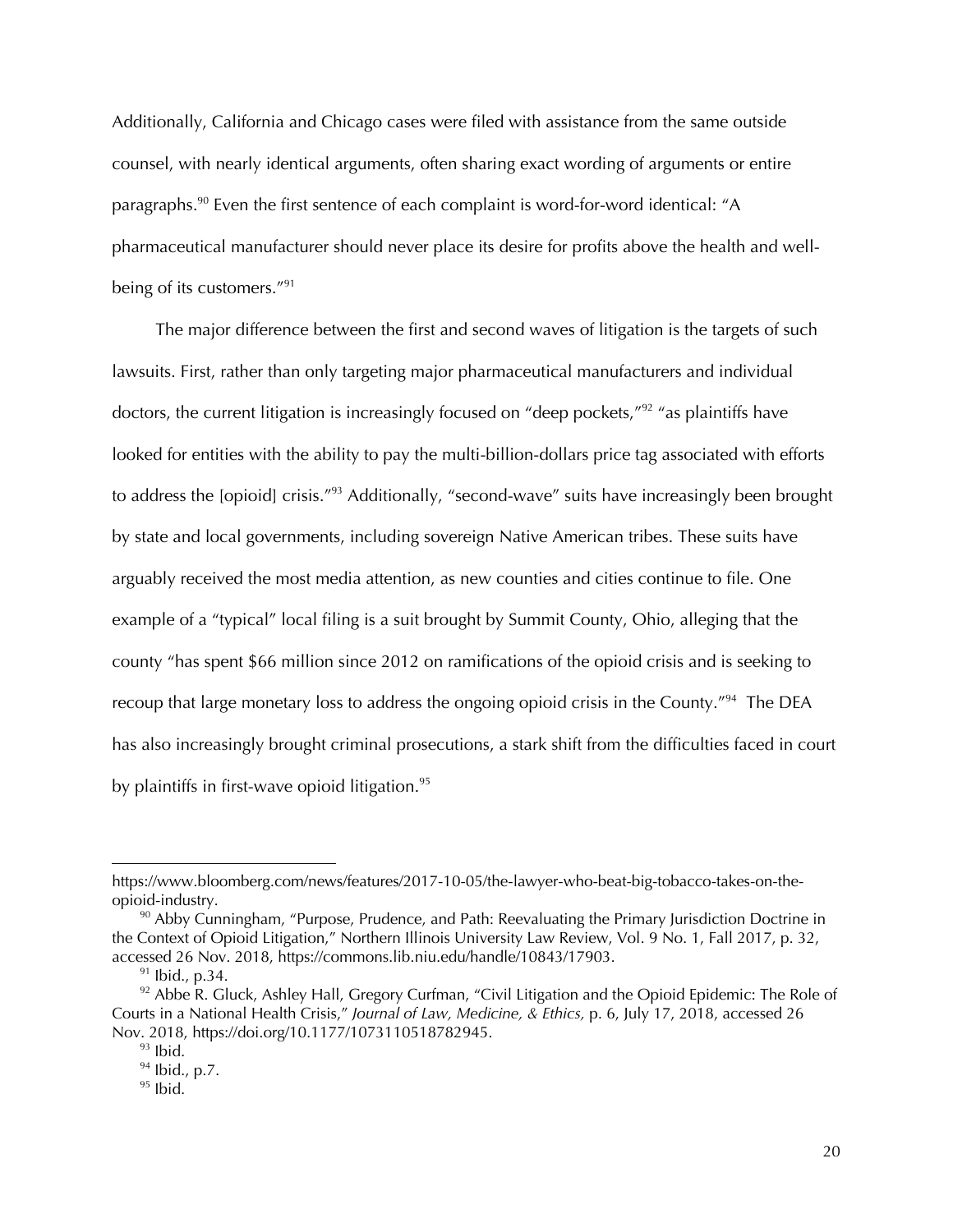Additionally, California and Chicago cases were filed with assistance from the same outside counsel, with nearly identical arguments, often sharing exact wording of arguments or entire paragraphs.[90] Even the first sentence of each complaint is word-for-word identical: "A pharmaceutical manufacturer should never place its desire for profits above the health and well-being of its customers."[91]

The major difference between the first and second waves of litigation is the targets of such lawsuits. First, rather than only targeting major pharmaceutical manufacturers and individual doctors, the current litigation is increasingly focused on "deep pockets,"[92] "as plaintiffs have looked for entities with the ability to pay the multi-billion-dollars price tag associated with efforts to address the [opioid] crisis."[93] Additionally, "second-wave" suits have increasingly been brought by state and local governments, including sovereign Native American tribes. These suits have arguably received the most media attention, as new counties and cities continue to file. One example of a "typical" local filing is a suit brought by Summit County, Ohio, alleging that the county "has spent $66 million since 2012 on ramifications of the opioid crisis and is seeking to recoup that large monetary loss to address the ongoing opioid crisis in the County."[94] The DEA has also increasingly brought criminal prosecutions, a stark shift from the difficulties faced in court by plaintiffs in first-wave opioid litigation.[95]

---

https://www.bloomberg.com/news/features/2017-10-05/the-lawyer-who-beat-big-tobacco-takes-on-the-opioid-industry.

[90] Abby Cunningham, "Purpose, Prudence, and Path: Reevaluating the Primary Jurisdiction Doctrine in the Context of Opioid Litigation," Northern Illinois University Law Review, Vol. 9 No. 1, Fall 2017, p. 32, accessed 26 Nov. 2018, https://commons.lib.niu.edu/handle/10843/17903.

[91] Ibid., p.34.

[92] Abbe R. Gluck, Ashley Hall, Gregory Curfman, "Civil Litigation and the Opioid Epidemic: The Role of Courts in a National Health Crisis," *Journal of Law, Medicine, & Ethics,* p. 6, July 17, 2018, accessed 26 Nov. 2018, https://doi.org/10.1177/1073110518782945.

[93] Ibid.

[94] Ibid., p.7.

[95] Ibid.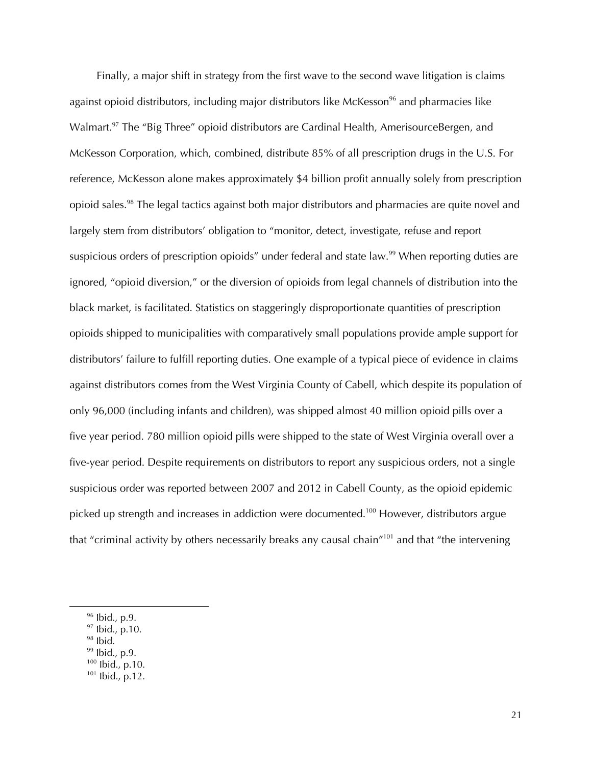Finally, a major shift in strategy from the first wave to the second wave litigation is claims against opioid distributors, including major distributors like McKesson[96] and pharmacies like Walmart.[97] The "Big Three" opioid distributors are Cardinal Health, AmerisourceBergen, and McKesson Corporation, which, combined, distribute 85% of all prescription drugs in the U.S. For reference, McKesson alone makes approximately $4 billion profit annually solely from prescription opioid sales.[98] The legal tactics against both major distributors and pharmacies are quite novel and largely stem from distributors' obligation to "monitor, detect, investigate, refuse and report suspicious orders of prescription opioids" under federal and state law.[99] When reporting duties are ignored, "opioid diversion," or the diversion of opioids from legal channels of distribution into the black market, is facilitated. Statistics on staggeringly disproportionate quantities of prescription opioids shipped to municipalities with comparatively small populations provide ample support for distributors' failure to fulfill reporting duties. One example of a typical piece of evidence in claims against distributors comes from the West Virginia County of Cabell, which despite its population of only 96,000 (including infants and children), was shipped almost 40 million opioid pills over a five year period. 780 million opioid pills were shipped to the state of West Virginia overall over a five-year period. Despite requirements on distributors to report any suspicious orders, not a single suspicious order was reported between 2007 and 2012 in Cabell County, as the opioid epidemic picked up strength and increases in addiction were documented.[100] However, distributors argue that "criminal activity by others necessarily breaks any causal chain"[101] and that "the intervening

[96] Ibid., p.9.
[97] Ibid., p.10.
[98] Ibid.
[99] Ibid., p.9.
[100] Ibid., p.10.
[101] Ibid., p.12.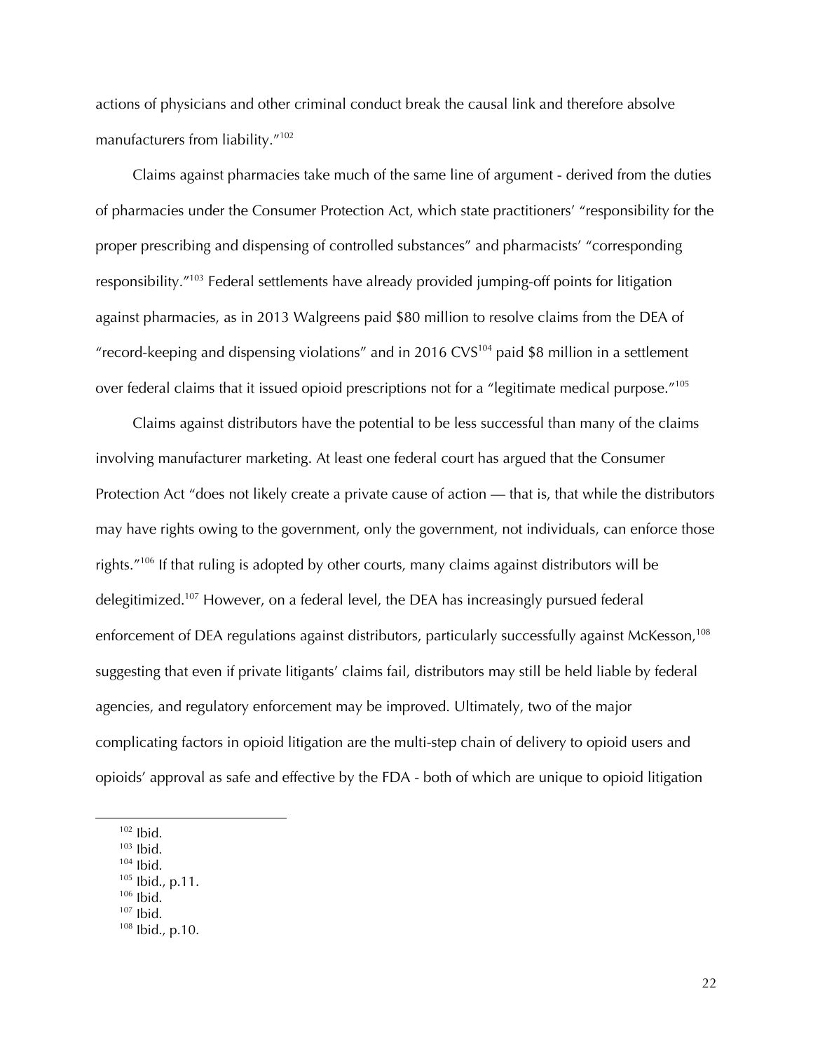actions of physicians and other criminal conduct break the causal link and therefore absolve manufacturers from liability."[102]

Claims against pharmacies take much of the same line of argument - derived from the duties of pharmacies under the Consumer Protection Act, which state practitioners' "responsibility for the proper prescribing and dispensing of controlled substances" and pharmacists' "corresponding responsibility."[103] Federal settlements have already provided jumping-off points for litigation against pharmacies, as in 2013 Walgreens paid $80 million to resolve claims from the DEA of "record-keeping and dispensing violations" and in 2016 CVS[104] paid $8 million in a settlement over federal claims that it issued opioid prescriptions not for a "legitimate medical purpose."[105]

Claims against distributors have the potential to be less successful than many of the claims involving manufacturer marketing. At least one federal court has argued that the Consumer Protection Act "does not likely create a private cause of action — that is, that while the distributors may have rights owing to the government, only the government, not individuals, can enforce those rights."[106] If that ruling is adopted by other courts, many claims against distributors will be delegitimized.[107] However, on a federal level, the DEA has increasingly pursued federal enforcement of DEA regulations against distributors, particularly successfully against McKesson,[108] suggesting that even if private litigants' claims fail, distributors may still be held liable by federal agencies, and regulatory enforcement may be improved. Ultimately, two of the major complicating factors in opioid litigation are the multi-step chain of delivery to opioid users and opioids' approval as safe and effective by the FDA - both of which are unique to opioid litigation

---

[102] Ibid.
[103] Ibid.
[104] Ibid.
[105] Ibid., p.11.
[106] Ibid.
[107] Ibid.
[108] Ibid., p.10.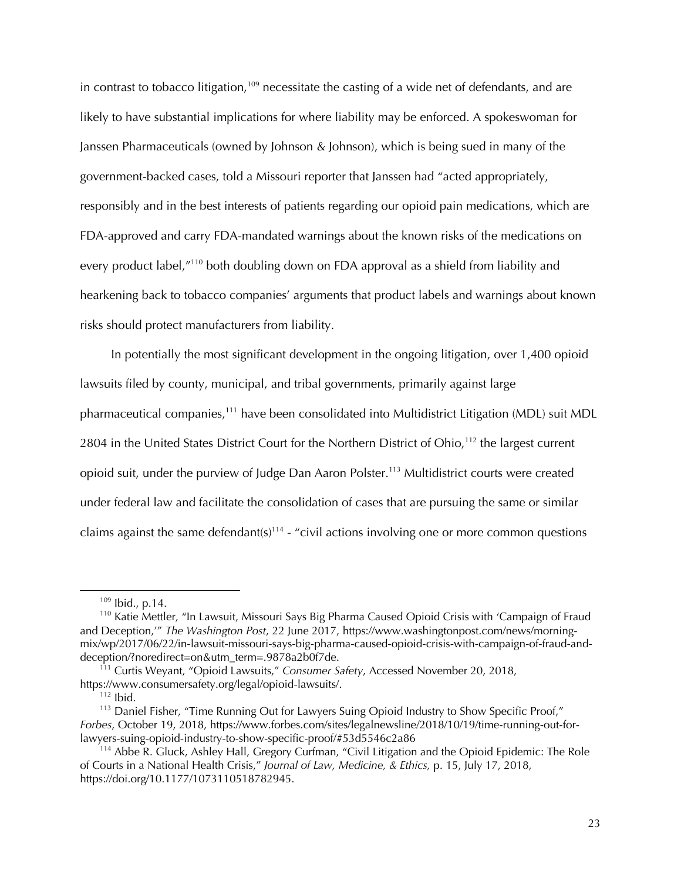in contrast to tobacco litigation,[109] necessitate the casting of a wide net of defendants, and are likely to have substantial implications for where liability may be enforced. A spokeswoman for Janssen Pharmaceuticals (owned by Johnson & Johnson), which is being sued in many of the government-backed cases, told a Missouri reporter that Janssen had "acted appropriately, responsibly and in the best interests of patients regarding our opioid pain medications, which are FDA-approved and carry FDA-mandated warnings about the known risks of the medications on every product label,"[110] both doubling down on FDA approval as a shield from liability and hearkening back to tobacco companies' arguments that product labels and warnings about known risks should protect manufacturers from liability.

In potentially the most significant development in the ongoing litigation, over 1,400 opioid lawsuits filed by county, municipal, and tribal governments, primarily against large pharmaceutical companies,[111] have been consolidated into Multidistrict Litigation (MDL) suit MDL 2804 in the United States District Court for the Northern District of Ohio,[112] the largest current opioid suit, under the purview of Judge Dan Aaron Polster.[113] Multidistrict courts were created under federal law and facilitate the consolidation of cases that are pursuing the same or similar claims against the same defendant(s)[114] - "civil actions involving one or more common questions

---

[109] Ibid., p.14.

[110] Katie Mettler, "In Lawsuit, Missouri Says Big Pharma Caused Opioid Crisis with 'Campaign of Fraud and Deception,'" *The Washington Post*, 22 June 2017, https://www.washingtonpost.com/news/morning-mix/wp/2017/06/22/in-lawsuit-missouri-says-big-pharma-caused-opioid-crisis-with-campaign-of-fraud-and-deception/?noredirect=on&utm_term=.9878a2b0f7de.

[111] Curtis Weyant, "Opioid Lawsuits," *Consumer Safety*, Accessed November 20, 2018, https://www.consumersafety.org/legal/opioid-lawsuits/.

[112] Ibid.

[113] Daniel Fisher, "Time Running Out for Lawyers Suing Opioid Industry to Show Specific Proof," *Forbes*, October 19, 2018, https://www.forbes.com/sites/legalnewsline/2018/10/19/time-running-out-for-lawyers-suing-opioid-industry-to-show-specific-proof/#53d5546c2a86

[114] Abbe R. Gluck, Ashley Hall, Gregory Curfman, "Civil Litigation and the Opioid Epidemic: The Role of Courts in a National Health Crisis," *Journal of Law, Medicine, & Ethics,* p. 15, July 17, 2018, https://doi.org/10.1177/1073110518782945.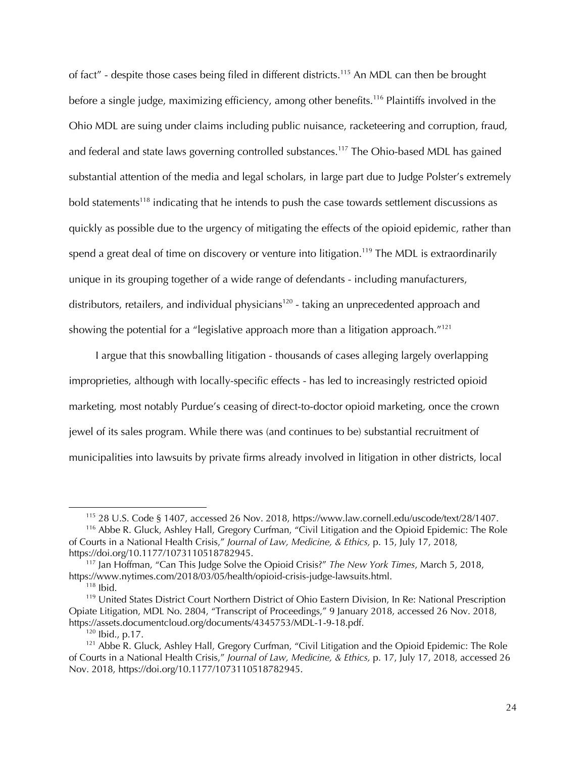of fact" - despite those cases being filed in different districts.[115] An MDL can then be brought before a single judge, maximizing efficiency, among other benefits.[116] Plaintiffs involved in the Ohio MDL are suing under claims including public nuisance, racketeering and corruption, fraud, and federal and state laws governing controlled substances.[117] The Ohio-based MDL has gained substantial attention of the media and legal scholars, in large part due to Judge Polster's extremely bold statements[118] indicating that he intends to push the case towards settlement discussions as quickly as possible due to the urgency of mitigating the effects of the opioid epidemic, rather than spend a great deal of time on discovery or venture into litigation.[119] The MDL is extraordinarily unique in its grouping together of a wide range of defendants - including manufacturers, distributors, retailers, and individual physicians[120] - taking an unprecedented approach and showing the potential for a "legislative approach more than a litigation approach."[121]

I argue that this snowballing litigation - thousands of cases alleging largely overlapping improprieties, although with locally-specific effects - has led to increasingly restricted opioid marketing, most notably Purdue's ceasing of direct-to-doctor opioid marketing, once the crown jewel of its sales program. While there was (and continues to be) substantial recruitment of municipalities into lawsuits by private firms already involved in litigation in other districts, local

---

[115] 28 U.S. Code § 1407, accessed 26 Nov. 2018, https://www.law.cornell.edu/uscode/text/28/1407.

[116] Abbe R. Gluck, Ashley Hall, Gregory Curfman, "Civil Litigation and the Opioid Epidemic: The Role of Courts in a National Health Crisis," *Journal of Law, Medicine, & Ethics,* p. 15, July 17, 2018, https://doi.org/10.1177/1073110518782945.

[117] Jan Hoffman, "Can This Judge Solve the Opioid Crisis?" *The New York Times*, March 5, 2018, https://www.nytimes.com/2018/03/05/health/opioid-crisis-judge-lawsuits.html.

[118] Ibid.

[119] United States District Court Northern District of Ohio Eastern Division, In Re: National Prescription Opiate Litigation, MDL No. 2804, "Transcript of Proceedings," 9 January 2018, accessed 26 Nov. 2018, https://assets.documentcloud.org/documents/4345753/MDL-1-9-18.pdf.

[120] Ibid., p.17.

[121] Abbe R. Gluck, Ashley Hall, Gregory Curfman, "Civil Litigation and the Opioid Epidemic: The Role of Courts in a National Health Crisis," *Journal of Law, Medicine, & Ethics,* p. 17, July 17, 2018, accessed 26 Nov. 2018, https://doi.org/10.1177/1073110518782945.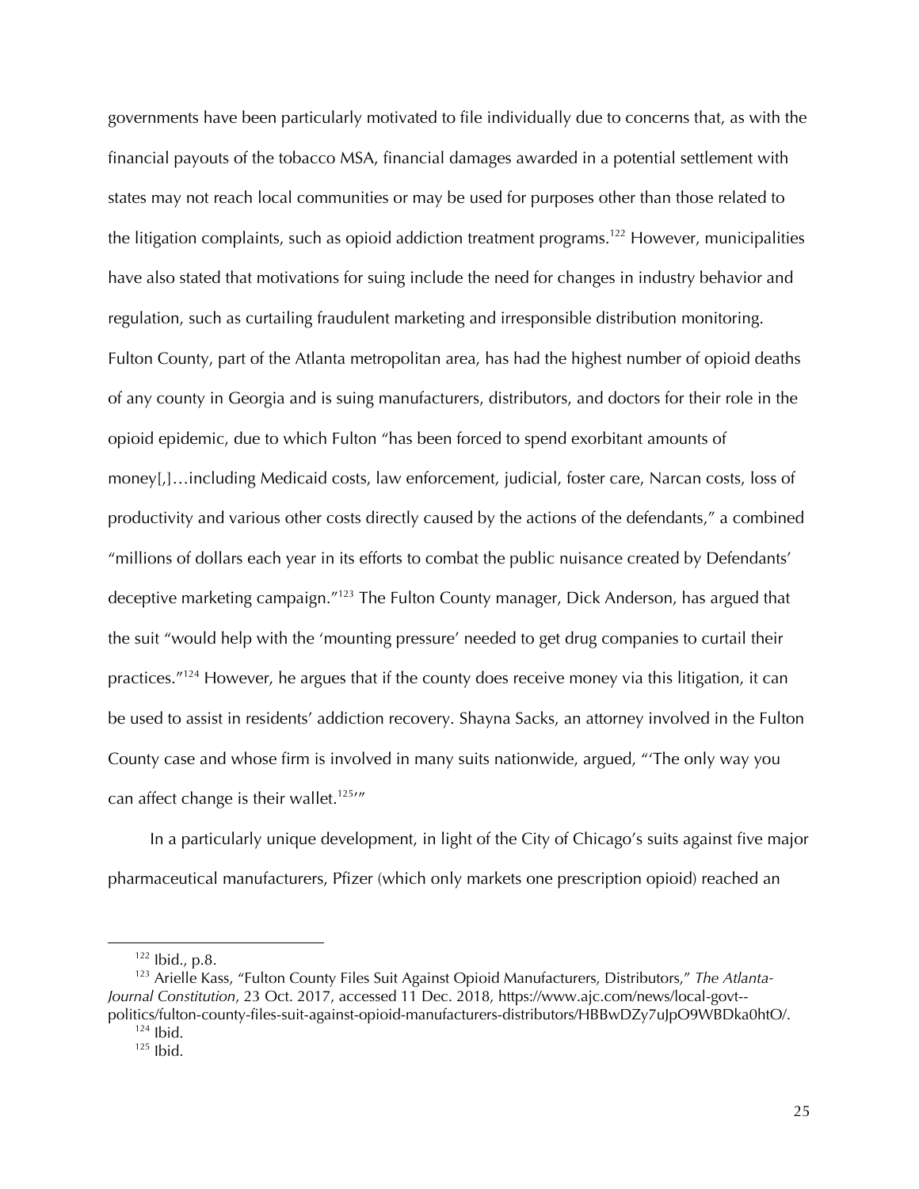governments have been particularly motivated to file individually due to concerns that, as with the financial payouts of the tobacco MSA, financial damages awarded in a potential settlement with states may not reach local communities or may be used for purposes other than those related to the litigation complaints, such as opioid addiction treatment programs.[122] However, municipalities have also stated that motivations for suing include the need for changes in industry behavior and regulation, such as curtailing fraudulent marketing and irresponsible distribution monitoring. Fulton County, part of the Atlanta metropolitan area, has had the highest number of opioid deaths of any county in Georgia and is suing manufacturers, distributors, and doctors for their role in the opioid epidemic, due to which Fulton "has been forced to spend exorbitant amounts of money[,]…including Medicaid costs, law enforcement, judicial, foster care, Narcan costs, loss of productivity and various other costs directly caused by the actions of the defendants," a combined "millions of dollars each year in its efforts to combat the public nuisance created by Defendants' deceptive marketing campaign."[123] The Fulton County manager, Dick Anderson, has argued that the suit "would help with the 'mounting pressure' needed to get drug companies to curtail their practices."[124] However, he argues that if the county does receive money via this litigation, it can be used to assist in residents' addiction recovery. Shayna Sacks, an attorney involved in the Fulton County case and whose firm is involved in many suits nationwide, argued, "'The only way you can affect change is their wallet.[125]'"

In a particularly unique development, in light of the City of Chicago's suits against five major pharmaceutical manufacturers, Pfizer (which only markets one prescription opioid) reached an

[122] Ibid., p.8.

[123] Arielle Kass, "Fulton County Files Suit Against Opioid Manufacturers, Distributors," *The Atlanta-Journal Constitution*, 23 Oct. 2017, accessed 11 Dec. 2018, https://www.ajc.com/news/local-govt--politics/fulton-county-files-suit-against-opioid-manufacturers-distributors/HBBwDZy7uJpO9WBDka0htO/.

[124] Ibid.

[125] Ibid.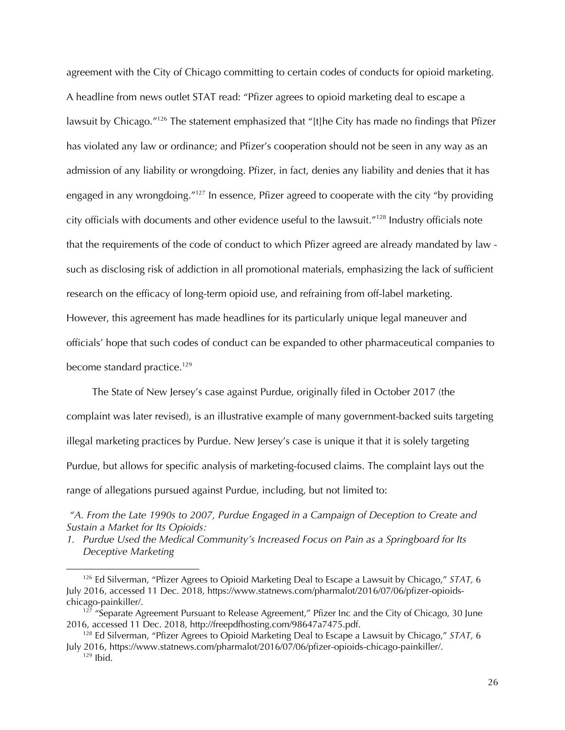agreement with the City of Chicago committing to certain codes of conducts for opioid marketing. A headline from news outlet STAT read: "Pfizer agrees to opioid marketing deal to escape a lawsuit by Chicago."[126] The statement emphasized that "[t]he City has made no findings that Pfizer has violated any law or ordinance; and Pfizer's cooperation should not be seen in any way as an admission of any liability or wrongdoing. Pfizer, in fact, denies any liability and denies that it has engaged in any wrongdoing."[127] In essence, Pfizer agreed to cooperate with the city "by providing city officials with documents and other evidence useful to the lawsuit."[128] Industry officials note that the requirements of the code of conduct to which Pfizer agreed are already mandated by law - such as disclosing risk of addiction in all promotional materials, emphasizing the lack of sufficient research on the efficacy of long-term opioid use, and refraining from off-label marketing. However, this agreement has made headlines for its particularly unique legal maneuver and officials' hope that such codes of conduct can be expanded to other pharmaceutical companies to become standard practice.[129]

The State of New Jersey's case against Purdue, originally filed in October 2017 (the complaint was later revised), is an illustrative example of many government-backed suits targeting illegal marketing practices by Purdue. New Jersey's case is unique it that it is solely targeting Purdue, but allows for specific analysis of marketing-focused claims. The complaint lays out the range of allegations pursued against Purdue, including, but not limited to:

*"A. From the Late 1990s to 2007, Purdue Engaged in a Campaign of Deception to Create and Sustain a Market for Its Opioids:*

1. *Purdue Used the Medical Community's Increased Focus on Pain as a Springboard for Its Deceptive Marketing*

---

[126] Ed Silverman, "Pfizer Agrees to Opioid Marketing Deal to Escape a Lawsuit by Chicago," *STAT,* 6 July 2016, accessed 11 Dec. 2018, https://www.statnews.com/pharmalot/2016/07/06/pfizer-opioids-chicago-painkiller/.

[127] "Separate Agreement Pursuant to Release Agreement," Pfizer Inc and the City of Chicago, 30 June 2016, accessed 11 Dec. 2018, http://freepdfhosting.com/98647a7475.pdf.

[128] Ed Silverman, "Pfizer Agrees to Opioid Marketing Deal to Escape a Lawsuit by Chicago," *STAT,* 6 July 2016, https://www.statnews.com/pharmalot/2016/07/06/pfizer-opioids-chicago-painkiller/.

[129] Ibid.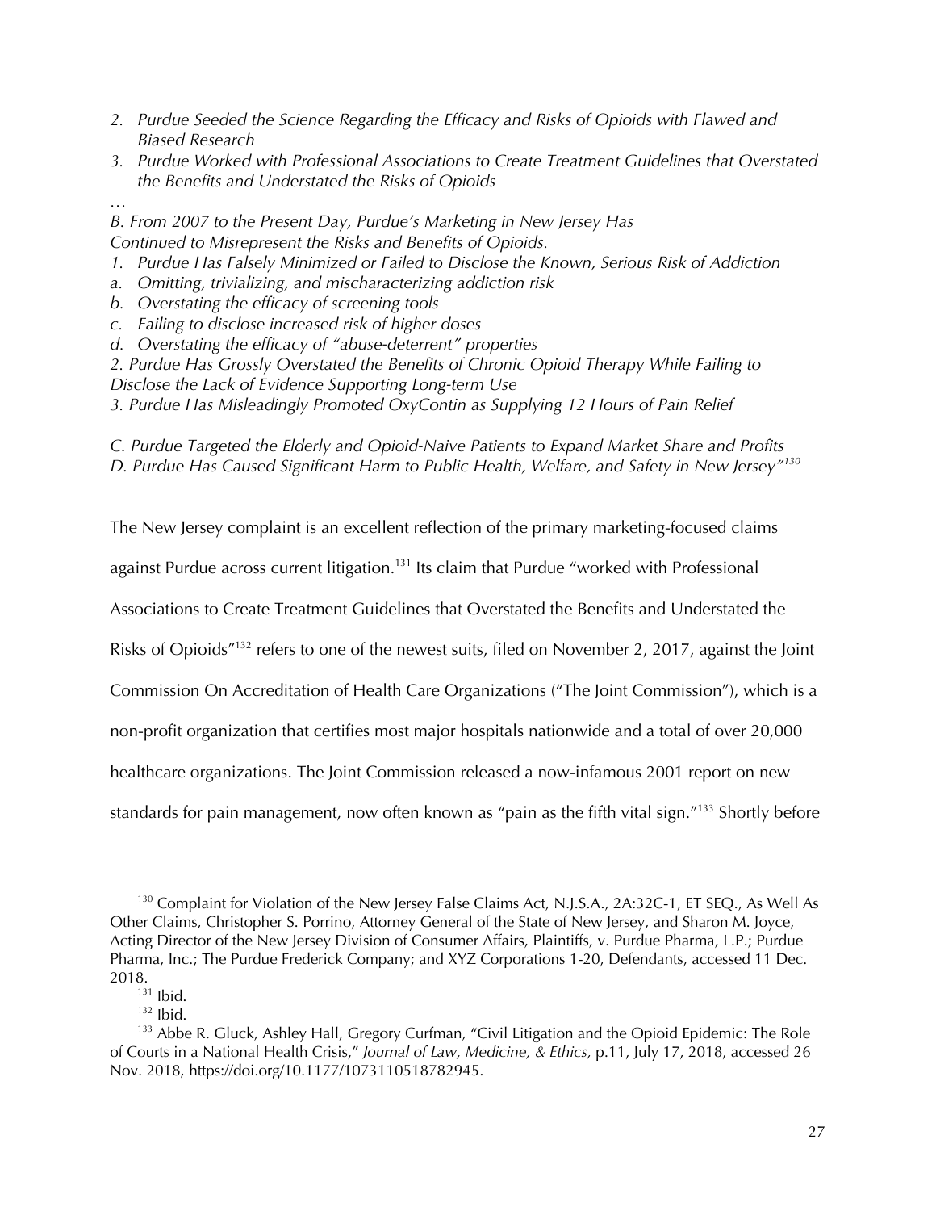*2. Purdue Seeded the Science Regarding the Efficacy and Risks of Opioids with Flawed and Biased Research*

*3. Purdue Worked with Professional Associations to Create Treatment Guidelines that Overstated the Benefits and Understated the Risks of Opioids*

*…*

*B. From 2007 to the Present Day, Purdue's Marketing in New Jersey Has Continued to Misrepresent the Risks and Benefits of Opioids.*

*1. Purdue Has Falsely Minimized or Failed to Disclose the Known, Serious Risk of Addiction*

*a. Omitting, trivializing, and mischaracterizing addiction risk*

*b. Overstating the efficacy of screening tools*

*c. Failing to disclose increased risk of higher doses*

*d. Overstating the efficacy of "abuse-deterrent" properties*

*2. Purdue Has Grossly Overstated the Benefits of Chronic Opioid Therapy While Failing to Disclose the Lack of Evidence Supporting Long-term Use*

*3. Purdue Has Misleadingly Promoted OxyContin as Supplying 12 Hours of Pain Relief*

*C. Purdue Targeted the Elderly and Opioid-Naive Patients to Expand Market Share and Profits*

*D. Purdue Has Caused Significant Harm to Public Health, Welfare, and Safety in New Jersey"*[130]

The New Jersey complaint is an excellent reflection of the primary marketing-focused claims against Purdue across current litigation.[131] Its claim that Purdue "worked with Professional Associations to Create Treatment Guidelines that Overstated the Benefits and Understated the Risks of Opioids"[132] refers to one of the newest suits, filed on November 2, 2017, against the Joint Commission On Accreditation of Health Care Organizations ("The Joint Commission"), which is a non-profit organization that certifies most major hospitals nationwide and a total of over 20,000 healthcare organizations. The Joint Commission released a now-infamous 2001 report on new standards for pain management, now often known as "pain as the fifth vital sign."[133] Shortly before

---

[130] Complaint for Violation of the New Jersey False Claims Act, N.J.S.A., 2A:32C-1, ET SEQ., As Well As Other Claims, Christopher S. Porrino, Attorney General of the State of New Jersey, and Sharon M. Joyce, Acting Director of the New Jersey Division of Consumer Affairs, Plaintiffs, v. Purdue Pharma, L.P.; Purdue Pharma, Inc.; The Purdue Frederick Company; and XYZ Corporations 1-20, Defendants, accessed 11 Dec. 2018.

[131] Ibid.

[132] Ibid.

[133] Abbe R. Gluck, Ashley Hall, Gregory Curfman, "Civil Litigation and the Opioid Epidemic: The Role of Courts in a National Health Crisis," *Journal of Law, Medicine, & Ethics,* p.11, July 17, 2018, accessed 26 Nov. 2018, https://doi.org/10.1177/1073110518782945.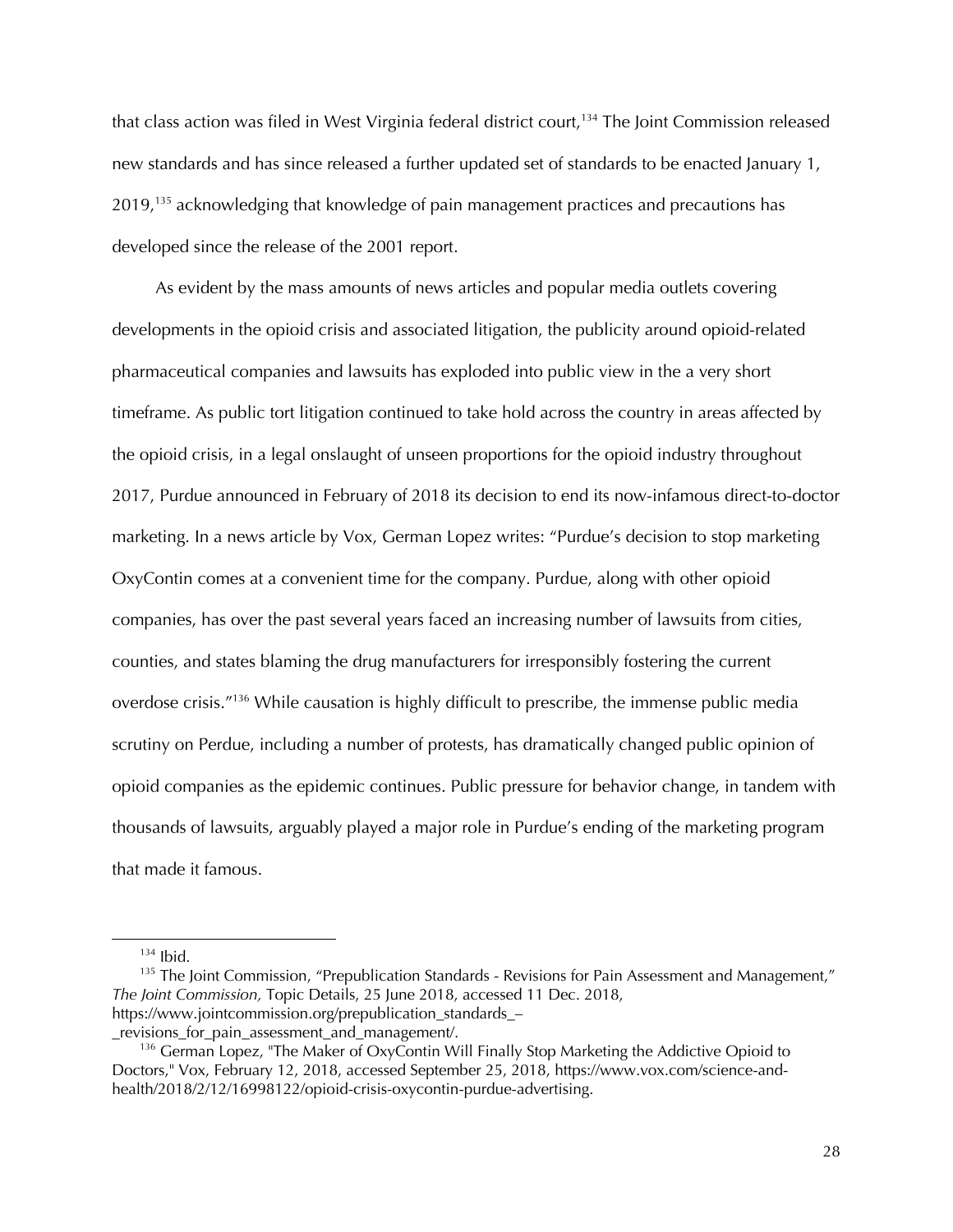that class action was filed in West Virginia federal district court,[134] The Joint Commission released new standards and has since released a further updated set of standards to be enacted January 1, 2019,[135] acknowledging that knowledge of pain management practices and precautions has developed since the release of the 2001 report.

As evident by the mass amounts of news articles and popular media outlets covering developments in the opioid crisis and associated litigation, the publicity around opioid-related pharmaceutical companies and lawsuits has exploded into public view in the a very short timeframe. As public tort litigation continued to take hold across the country in areas affected by the opioid crisis, in a legal onslaught of unseen proportions for the opioid industry throughout 2017, Purdue announced in February of 2018 its decision to end its now-infamous direct-to-doctor marketing. In a news article by Vox, German Lopez writes: "Purdue's decision to stop marketing OxyContin comes at a convenient time for the company. Purdue, along with other opioid companies, has over the past several years faced an increasing number of lawsuits from cities, counties, and states blaming the drug manufacturers for irresponsibly fostering the current overdose crisis."[136] While causation is highly difficult to prescribe, the immense public media scrutiny on Perdue, including a number of protests, has dramatically changed public opinion of opioid companies as the epidemic continues. Public pressure for behavior change, in tandem with thousands of lawsuits, arguably played a major role in Purdue's ending of the marketing program that made it famous.

---

[134] Ibid.

[135] The Joint Commission, "Prepublication Standards - Revisions for Pain Assessment and Management," *The Joint Commission,* Topic Details, 25 June 2018, accessed 11 Dec. 2018, https://www.jointcommission.org/prepublication_standards_–_revisions_for_pain_assessment_and_management/.

[136] German Lopez, "The Maker of OxyContin Will Finally Stop Marketing the Addictive Opioid to Doctors," Vox, February 12, 2018, accessed September 25, 2018, https://www.vox.com/science-and-health/2018/2/12/16998122/opioid-crisis-oxycontin-purdue-advertising.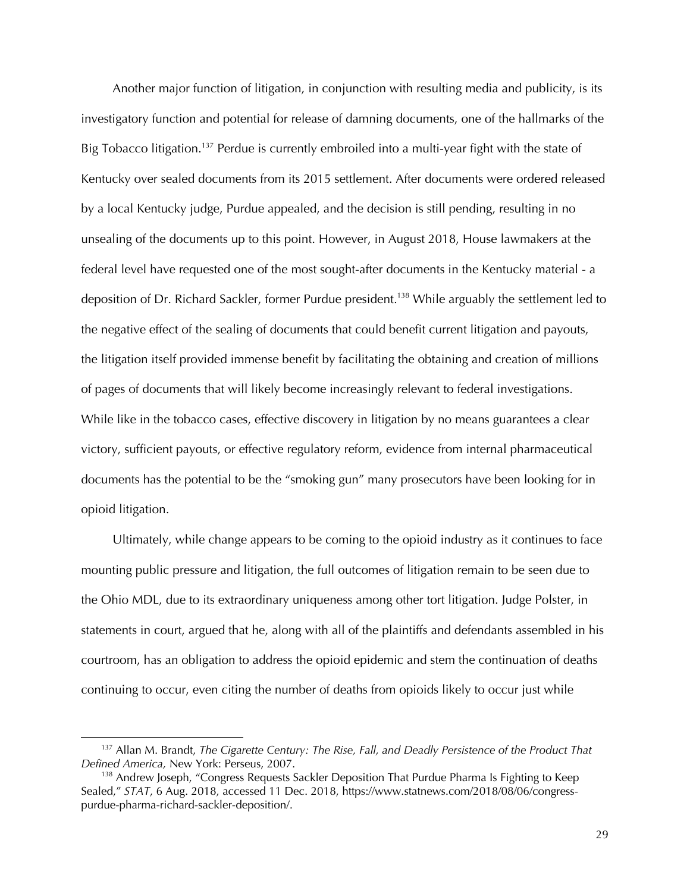Another major function of litigation, in conjunction with resulting media and publicity, is its investigatory function and potential for release of damning documents, one of the hallmarks of the Big Tobacco litigation.[137] Perdue is currently embroiled into a multi-year fight with the state of Kentucky over sealed documents from its 2015 settlement. After documents were ordered released by a local Kentucky judge, Purdue appealed, and the decision is still pending, resulting in no unsealing of the documents up to this point. However, in August 2018, House lawmakers at the federal level have requested one of the most sought-after documents in the Kentucky material - a deposition of Dr. Richard Sackler, former Purdue president.[138] While arguably the settlement led to the negative effect of the sealing of documents that could benefit current litigation and payouts, the litigation itself provided immense benefit by facilitating the obtaining and creation of millions of pages of documents that will likely become increasingly relevant to federal investigations. While like in the tobacco cases, effective discovery in litigation by no means guarantees a clear victory, sufficient payouts, or effective regulatory reform, evidence from internal pharmaceutical documents has the potential to be the "smoking gun" many prosecutors have been looking for in opioid litigation.

Ultimately, while change appears to be coming to the opioid industry as it continues to face mounting public pressure and litigation, the full outcomes of litigation remain to be seen due to the Ohio MDL, due to its extraordinary uniqueness among other tort litigation. Judge Polster, in statements in court, argued that he, along with all of the plaintiffs and defendants assembled in his courtroom, has an obligation to address the opioid epidemic and stem the continuation of deaths continuing to occur, even citing the number of deaths from opioids likely to occur just while

---

[137] Allan M. Brandt, *The Cigarette Century: The Rise, Fall, and Deadly Persistence of the Product That Defined America,* New York: Perseus, 2007.

[138] Andrew Joseph, "Congress Requests Sackler Deposition That Purdue Pharma Is Fighting to Keep Sealed," *STAT*, 6 Aug. 2018, accessed 11 Dec. 2018, https://www.statnews.com/2018/08/06/congress-purdue-pharma-richard-sackler-deposition/.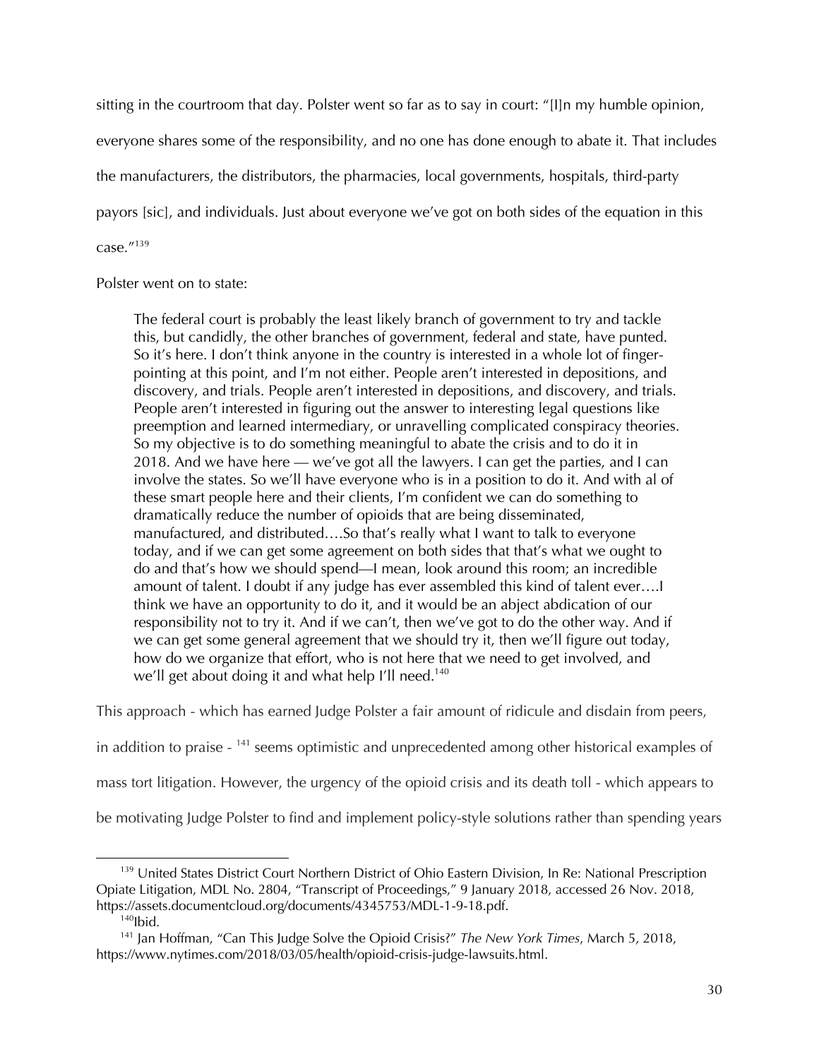sitting in the courtroom that day. Polster went so far as to say in court: "[I]n my humble opinion, everyone shares some of the responsibility, and no one has done enough to abate it. That includes the manufacturers, the distributors, the pharmacies, local governments, hospitals, third-party payors [sic], and individuals. Just about everyone we've got on both sides of the equation in this case."[139]

Polster went on to state:

> The federal court is probably the least likely branch of government to try and tackle this, but candidly, the other branches of government, federal and state, have punted. So it's here. I don't think anyone in the country is interested in a whole lot of finger-pointing at this point, and I'm not either. People aren't interested in depositions, and discovery, and trials. People aren't interested in depositions, and discovery, and trials. People aren't interested in figuring out the answer to interesting legal questions like preemption and learned intermediary, or unravelling complicated conspiracy theories. So my objective is to do something meaningful to abate the crisis and to do it in 2018. And we have here — we've got all the lawyers. I can get the parties, and I can involve the states. So we'll have everyone who is in a position to do it. And with al of these smart people here and their clients, I'm confident we can do something to dramatically reduce the number of opioids that are being disseminated, manufactured, and distributed….So that's really what I want to talk to everyone today, and if we can get some agreement on both sides that that's what we ought to do and that's how we should spend—I mean, look around this room; an incredible amount of talent. I doubt if any judge has ever assembled this kind of talent ever….I think we have an opportunity to do it, and it would be an abject abdication of our responsibility not to try it. And if we can't, then we've got to do the other way. And if we can get some general agreement that we should try it, then we'll figure out today, how do we organize that effort, who is not here that we need to get involved, and we'll get about doing it and what help I'll need.[140]

This approach - which has earned Judge Polster a fair amount of ridicule and disdain from peers, in addition to praise - [141] seems optimistic and unprecedented among other historical examples of mass tort litigation. However, the urgency of the opioid crisis and its death toll - which appears to be motivating Judge Polster to find and implement policy-style solutions rather than spending years

---

[139] United States District Court Northern District of Ohio Eastern Division, In Re: National Prescription Opiate Litigation, MDL No. 2804, "Transcript of Proceedings," 9 January 2018, accessed 26 Nov. 2018, https://assets.documentcloud.org/documents/4345753/MDL-1-9-18.pdf.

[140] Ibid.

[141] Jan Hoffman, "Can This Judge Solve the Opioid Crisis?" *The New York Times*, March 5, 2018, https://www.nytimes.com/2018/03/05/health/opioid-crisis-judge-lawsuits.html.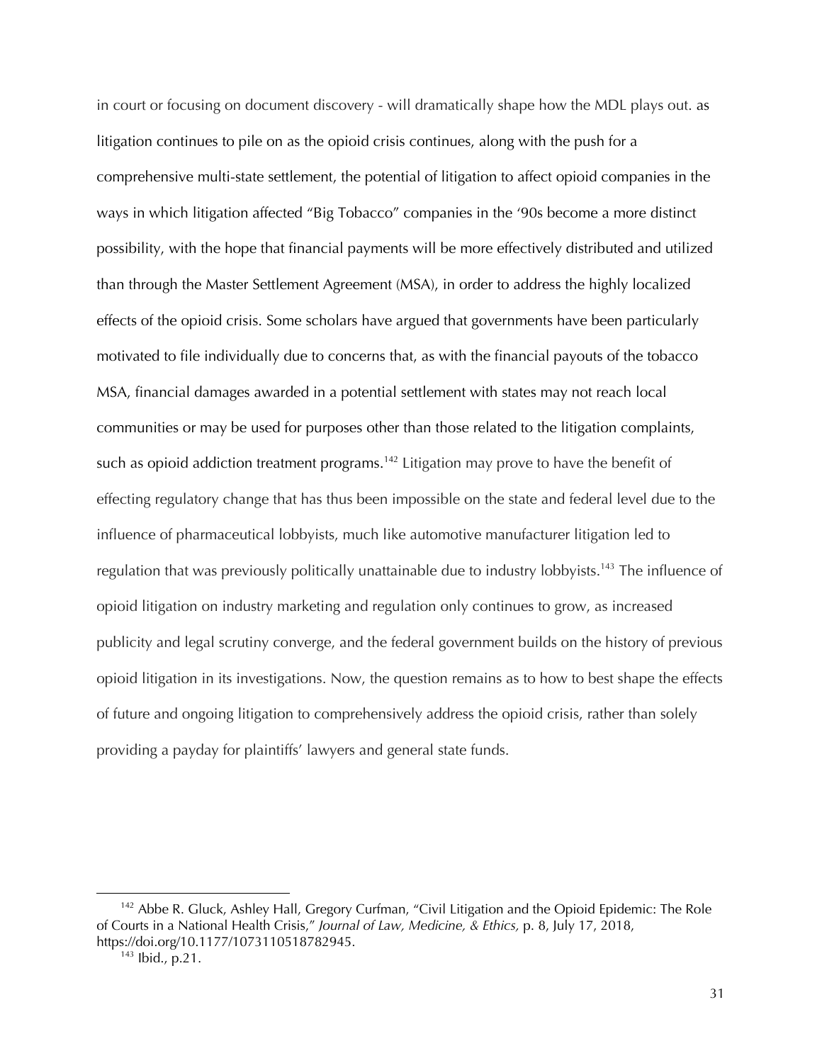in court or focusing on document discovery - will dramatically shape how the MDL plays out. as litigation continues to pile on as the opioid crisis continues, along with the push for a comprehensive multi-state settlement, the potential of litigation to affect opioid companies in the ways in which litigation affected "Big Tobacco" companies in the '90s become a more distinct possibility, with the hope that financial payments will be more effectively distributed and utilized than through the Master Settlement Agreement (MSA), in order to address the highly localized effects of the opioid crisis. Some scholars have argued that governments have been particularly motivated to file individually due to concerns that, as with the financial payouts of the tobacco MSA, financial damages awarded in a potential settlement with states may not reach local communities or may be used for purposes other than those related to the litigation complaints, such as opioid addiction treatment programs.[142] Litigation may prove to have the benefit of effecting regulatory change that has thus been impossible on the state and federal level due to the influence of pharmaceutical lobbyists, much like automotive manufacturer litigation led to regulation that was previously politically unattainable due to industry lobbyists.[143] The influence of opioid litigation on industry marketing and regulation only continues to grow, as increased publicity and legal scrutiny converge, and the federal government builds on the history of previous opioid litigation in its investigations. Now, the question remains as to how to best shape the effects of future and ongoing litigation to comprehensively address the opioid crisis, rather than solely providing a payday for plaintiffs' lawyers and general state funds.

---

[142] Abbe R. Gluck, Ashley Hall, Gregory Curfman, "Civil Litigation and the Opioid Epidemic: The Role of Courts in a National Health Crisis," *Journal of Law, Medicine, & Ethics*, p. 8, July 17, 2018, https://doi.org/10.1177/1073110518782945.

[143] Ibid., p.21.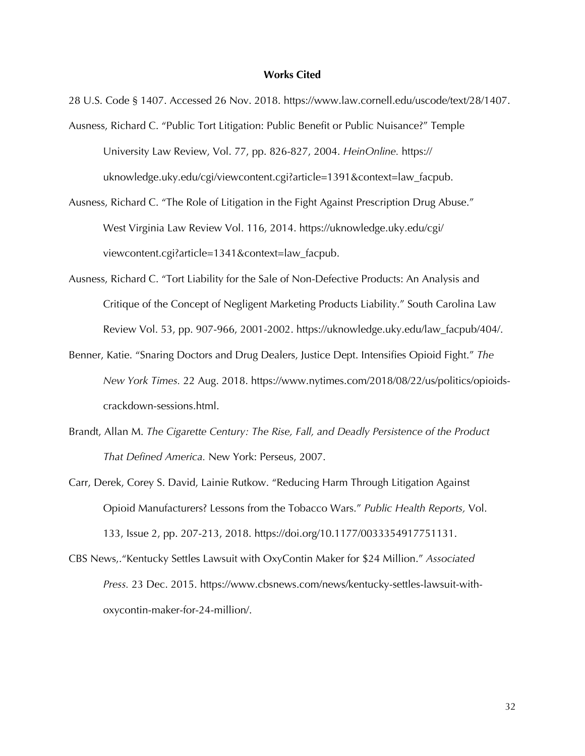**Works Cited**

28 U.S. Code § 1407. Accessed 26 Nov. 2018. https://www.law.cornell.edu/uscode/text/28/1407.

Ausness, Richard C. "Public Tort Litigation: Public Benefit or Public Nuisance?" Temple University Law Review, Vol. 77, pp. 826-827, 2004. *HeinOnline*. https://uknowledge.uky.edu/cgi/viewcontent.cgi?article=1391&context=law_facpub.

Ausness, Richard C. "The Role of Litigation in the Fight Against Prescription Drug Abuse." West Virginia Law Review Vol. 116, 2014. https://uknowledge.uky.edu/cgi/viewcontent.cgi?article=1341&context=law_facpub.

Ausness, Richard C. "Tort Liability for the Sale of Non-Defective Products: An Analysis and Critique of the Concept of Negligent Marketing Products Liability." South Carolina Law Review Vol. 53, pp. 907-966, 2001-2002. https://uknowledge.uky.edu/law_facpub/404/.

Benner, Katie. "Snaring Doctors and Drug Dealers, Justice Dept. Intensifies Opioid Fight." *The New York Times*. 22 Aug. 2018. https://www.nytimes.com/2018/08/22/us/politics/opioids-crackdown-sessions.html.

Brandt, Allan M. *The Cigarette Century: The Rise, Fall, and Deadly Persistence of the Product That Defined America*. New York: Perseus, 2007.

Carr, Derek, Corey S. David, Lainie Rutkow. "Reducing Harm Through Litigation Against Opioid Manufacturers? Lessons from the Tobacco Wars." *Public Health Reports,* Vol. 133, Issue 2, pp. 207-213, 2018. https://doi.org/10.1177/0033354917751131.

CBS News,."Kentucky Settles Lawsuit with OxyContin Maker for $24 Million." *Associated Press.* 23 Dec. 2015. https://www.cbsnews.com/news/kentucky-settles-lawsuit-with-oxycontin-maker-for-24-million/.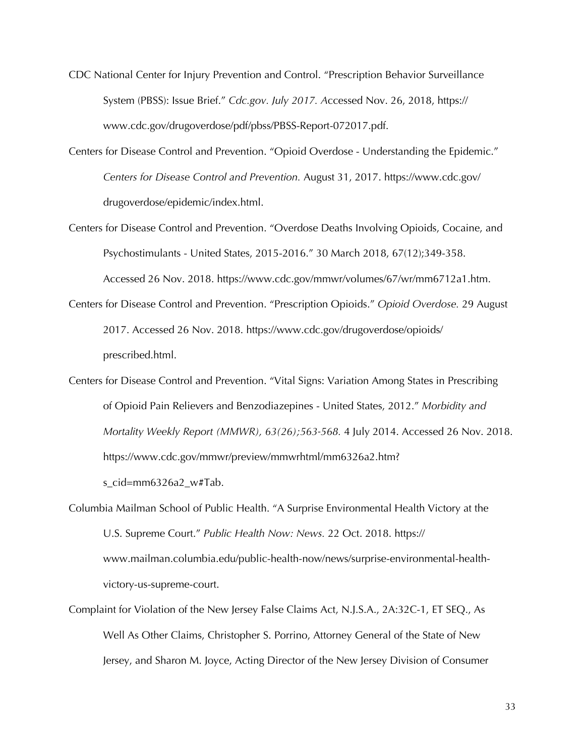CDC National Center for Injury Prevention and Control. "Prescription Behavior Surveillance System (PBSS): Issue Brief." *Cdc.gov. July 2017. A*ccessed Nov. 26, 2018, https://www.cdc.gov/drugoverdose/pdf/pbss/PBSS-Report-072017.pdf.

Centers for Disease Control and Prevention. "Opioid Overdose - Understanding the Epidemic." *Centers for Disease Control and Prevention.* August 31, 2017. https://www.cdc.gov/drugoverdose/epidemic/index.html.

Centers for Disease Control and Prevention. "Overdose Deaths Involving Opioids, Cocaine, and Psychostimulants - United States, 2015-2016." 30 March 2018, 67(12);349-358. Accessed 26 Nov. 2018. https://www.cdc.gov/mmwr/volumes/67/wr/mm6712a1.htm.

Centers for Disease Control and Prevention. "Prescription Opioids." *Opioid Overdose.* 29 August 2017. Accessed 26 Nov. 2018. https://www.cdc.gov/drugoverdose/opioids/prescribed.html.

Centers for Disease Control and Prevention. "Vital Signs: Variation Among States in Prescribing of Opioid Pain Relievers and Benzodiazepines - United States, 2012." *Morbidity and Mortality Weekly Report (MMWR), 63(26);563-568.* 4 July 2014. Accessed 26 Nov. 2018. https://www.cdc.gov/mmwr/preview/mmwrhtml/mm6326a2.htm?s_cid=mm6326a2_w#Tab.

Columbia Mailman School of Public Health. "A Surprise Environmental Health Victory at the U.S. Supreme Court." *Public Health Now: News.* 22 Oct. 2018. https://www.mailman.columbia.edu/public-health-now/news/surprise-environmental-health-victory-us-supreme-court.

Complaint for Violation of the New Jersey False Claims Act, N.J.S.A., 2A:32C-1, ET SEQ., As Well As Other Claims, Christopher S. Porrino, Attorney General of the State of New Jersey, and Sharon M. Joyce, Acting Director of the New Jersey Division of Consumer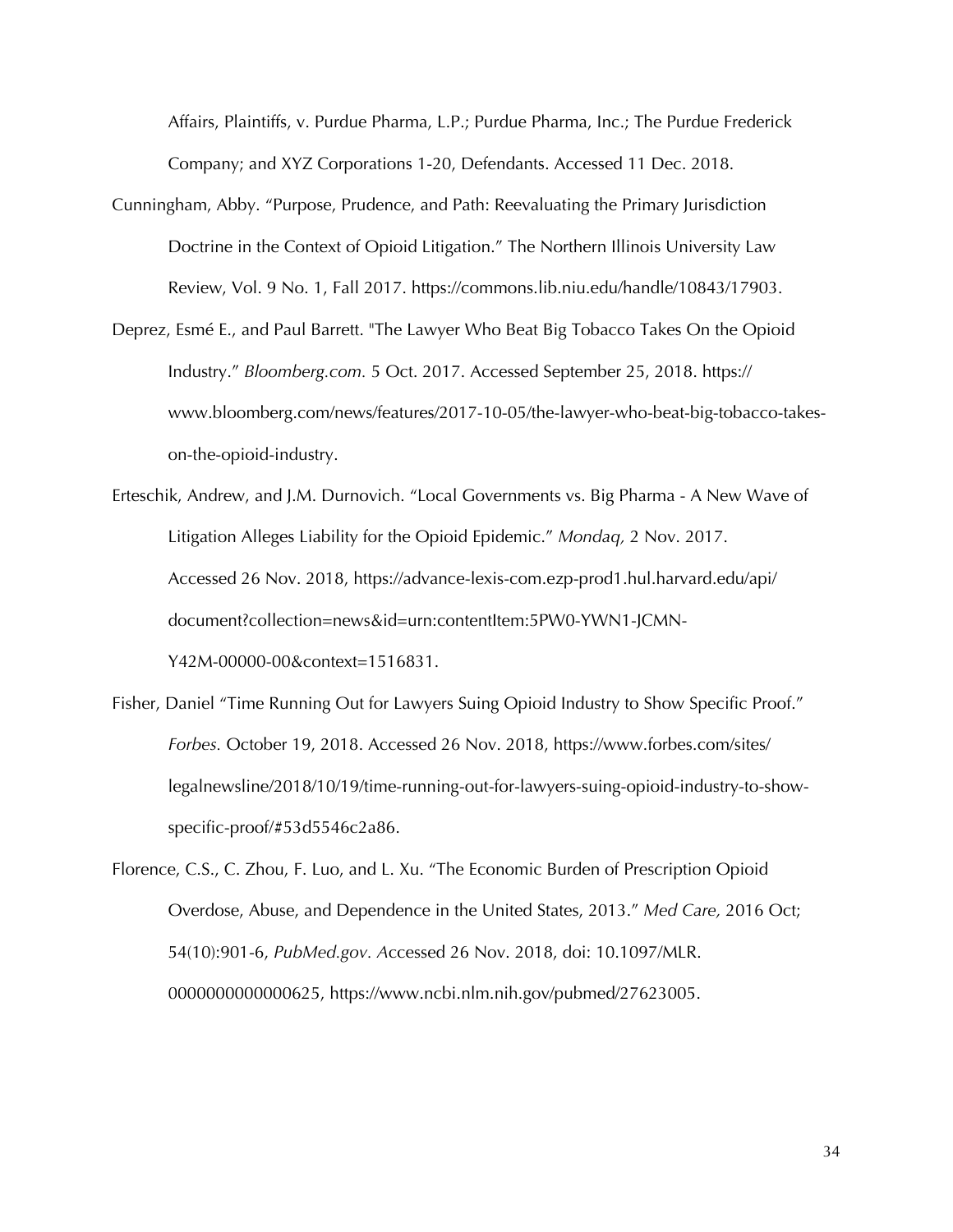Affairs, Plaintiffs, v. Purdue Pharma, L.P.; Purdue Pharma, Inc.; The Purdue Frederick Company; and XYZ Corporations 1-20, Defendants. Accessed 11 Dec. 2018.

Cunningham, Abby. "Purpose, Prudence, and Path: Reevaluating the Primary Jurisdiction Doctrine in the Context of Opioid Litigation." The Northern Illinois University Law Review, Vol. 9 No. 1, Fall 2017. https://commons.lib.niu.edu/handle/10843/17903.

Deprez, Esmé E., and Paul Barrett. "The Lawyer Who Beat Big Tobacco Takes On the Opioid Industry." *Bloomberg.com.* 5 Oct. 2017. Accessed September 25, 2018. https://www.bloomberg.com/news/features/2017-10-05/the-lawyer-who-beat-big-tobacco-takes-on-the-opioid-industry.

Erteschik, Andrew, and J.M. Durnovich. "Local Governments vs. Big Pharma - A New Wave of Litigation Alleges Liability for the Opioid Epidemic." *Mondaq,* 2 Nov. 2017. Accessed 26 Nov. 2018, https://advance-lexis-com.ezp-prod1.hul.harvard.edu/api/document?collection=news&id=urn:contentItem:5PW0-YWN1-JCMN-Y42M-00000-00&context=1516831.

Fisher, Daniel "Time Running Out for Lawyers Suing Opioid Industry to Show Specific Proof." *Forbes.* October 19, 2018. Accessed 26 Nov. 2018, https://www.forbes.com/sites/legalnewsline/2018/10/19/time-running-out-for-lawyers-suing-opioid-industry-to-show-specific-proof/#53d5546c2a86.

Florence, C.S., C. Zhou, F. Luo, and L. Xu. "The Economic Burden of Prescription Opioid Overdose, Abuse, and Dependence in the United States, 2013." *Med Care,* 2016 Oct; 54(10):901-6, *PubMed.gov. A*ccessed 26 Nov. 2018, doi: 10.1097/MLR.0000000000000625, https://www.ncbi.nlm.nih.gov/pubmed/27623005.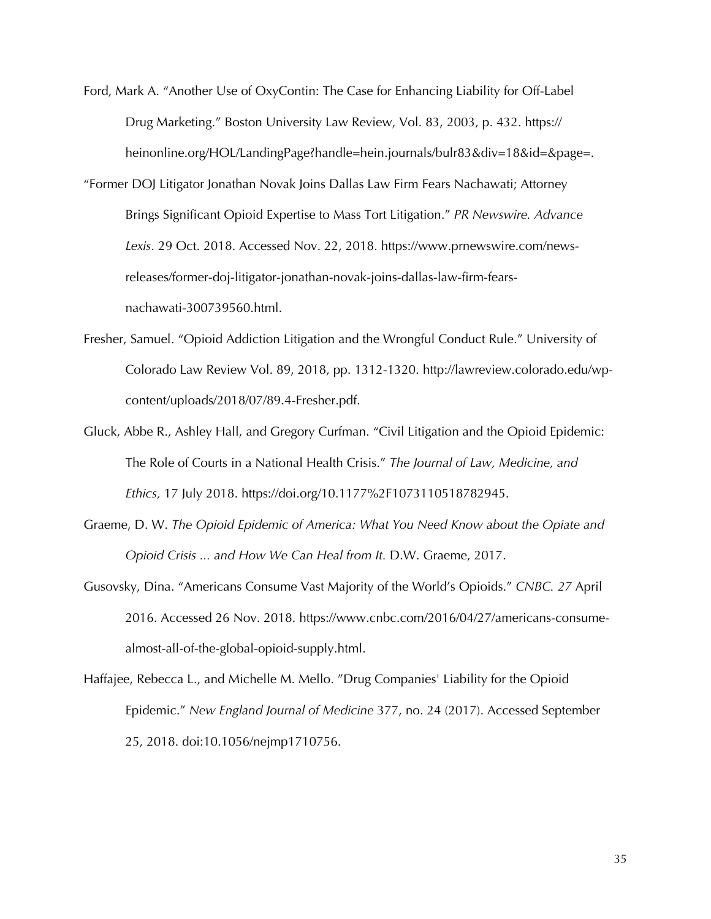Ford, Mark A. "Another Use of OxyContin: The Case for Enhancing Liability for Off-Label Drug Marketing." Boston University Law Review, Vol. 83, 2003, p. 432. https://heinonline.org/HOL/LandingPage?handle=hein.journals/bulr83&div=18&id=&page=.

"Former DOJ Litigator Jonathan Novak Joins Dallas Law Firm Fears Nachawati; Attorney Brings Significant Opioid Expertise to Mass Tort Litigation." *PR Newswire. Advance Lexis.* 29 Oct. 2018. Accessed Nov. 22, 2018. https://www.prnewswire.com/news-releases/former-doj-litigator-jonathan-novak-joins-dallas-law-firm-fears-nachawati-300739560.html.

Fresher, Samuel. "Opioid Addiction Litigation and the Wrongful Conduct Rule." University of Colorado Law Review Vol. 89, 2018, pp. 1312-1320. http://lawreview.colorado.edu/wp-content/uploads/2018/07/89.4-Fresher.pdf.

Gluck, Abbe R., Ashley Hall, and Gregory Curfman. "Civil Litigation and the Opioid Epidemic: The Role of Courts in a National Health Crisis." *The Journal of Law, Medicine, and Ethics,* 17 July 2018. https://doi.org/10.1177%2F1073110518782945.

Graeme, D. W. *The Opioid Epidemic of America: What You Need Know about the Opiate and Opioid Crisis ... and How We Can Heal from It.* D.W. Graeme, 2017.

Gusovsky, Dina. "Americans Consume Vast Majority of the World's Opioids." *CNBC. 27* April 2016. Accessed 26 Nov. 2018. https://www.cnbc.com/2016/04/27/americans-consume-almost-all-of-the-global-opioid-supply.html.

Haffajee, Rebecca L., and Michelle M. Mello. "Drug Companies' Liability for the Opioid Epidemic." *New England Journal of Medicine* 377, no. 24 (2017). Accessed September 25, 2018. doi:10.1056/nejmp1710756.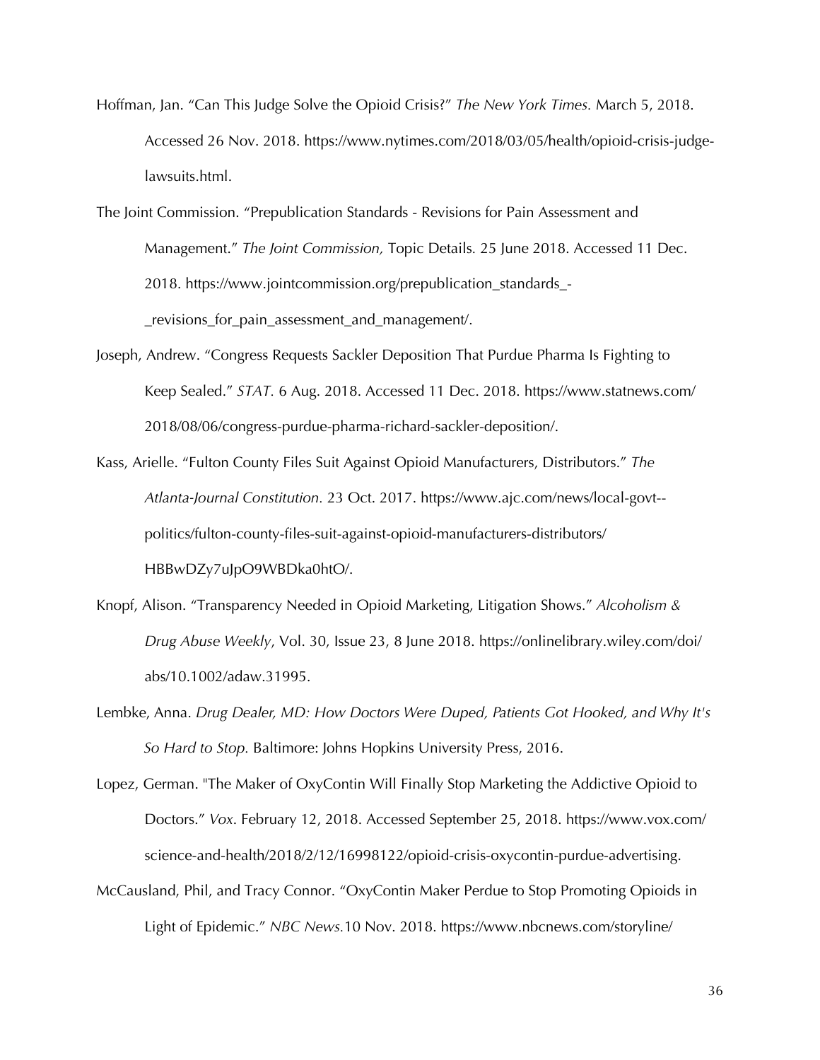Hoffman, Jan. "Can This Judge Solve the Opioid Crisis?" *The New York Times.* March 5, 2018. Accessed 26 Nov. 2018. https://www.nytimes.com/2018/03/05/health/opioid-crisis-judge-lawsuits.html.

The Joint Commission. "Prepublication Standards - Revisions for Pain Assessment and Management." *The Joint Commission,* Topic Details. 25 June 2018. Accessed 11 Dec. 2018. https://www.jointcommission.org/prepublication_standards_-_revisions_for_pain_assessment_and_management/.

Joseph, Andrew. "Congress Requests Sackler Deposition That Purdue Pharma Is Fighting to Keep Sealed." *STAT.* 6 Aug. 2018. Accessed 11 Dec. 2018. https://www.statnews.com/2018/08/06/congress-purdue-pharma-richard-sackler-deposition/.

Kass, Arielle. "Fulton County Files Suit Against Opioid Manufacturers, Distributors." *The Atlanta-Journal Constitution.* 23 Oct. 2017. https://www.ajc.com/news/local-govt--politics/fulton-county-files-suit-against-opioid-manufacturers-distributors/HBBwDZy7uJpO9WBDka0htO/.

Knopf, Alison. "Transparency Needed in Opioid Marketing, Litigation Shows." *Alcoholism & Drug Abuse Weekly*, Vol. 30, Issue 23, 8 June 2018. https://onlinelibrary.wiley.com/doi/abs/10.1002/adaw.31995.

Lembke, Anna. *Drug Dealer, MD: How Doctors Were Duped, Patients Got Hooked, and Why It's So Hard to Stop.* Baltimore: Johns Hopkins University Press, 2016.

Lopez, German. "The Maker of OxyContin Will Finally Stop Marketing the Addictive Opioid to Doctors." *Vox*. February 12, 2018. Accessed September 25, 2018. https://www.vox.com/science-and-health/2018/2/12/16998122/opioid-crisis-oxycontin-purdue-advertising.

McCausland, Phil, and Tracy Connor. "OxyContin Maker Perdue to Stop Promoting Opioids in Light of Epidemic." *NBC News.*10 Nov. 2018. https://www.nbcnews.com/storyline/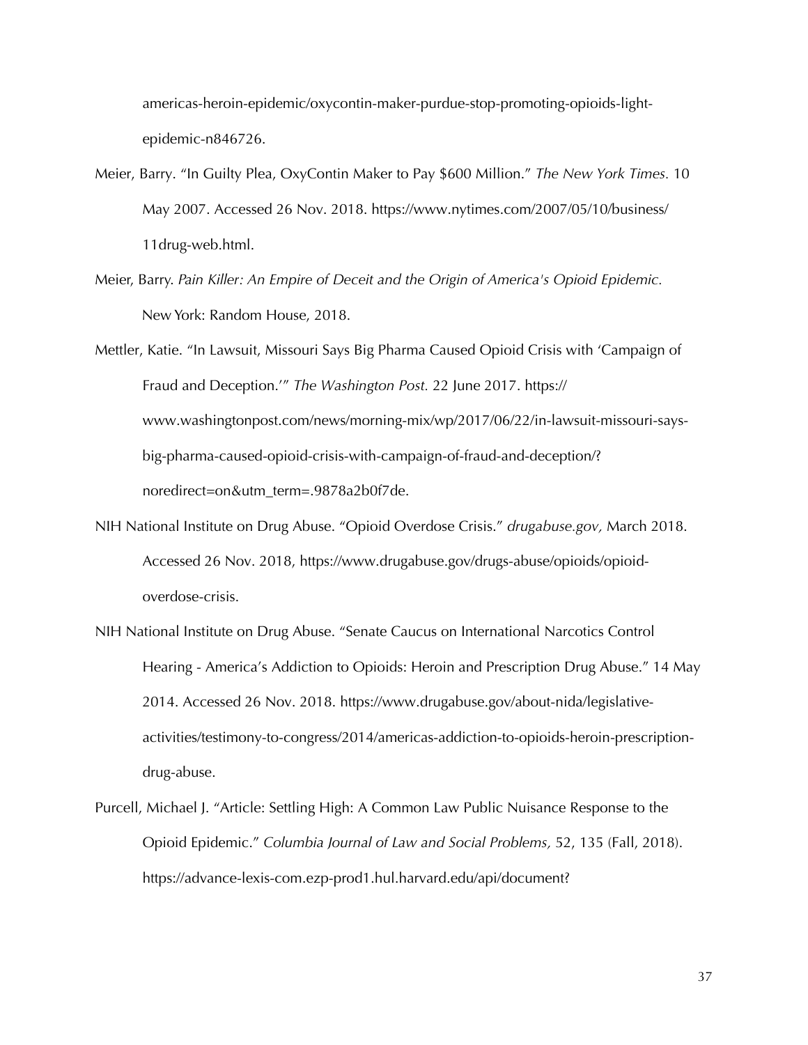americas-heroin-epidemic/oxycontin-maker-purdue-stop-promoting-opioids-light-epidemic-n846726.

Meier, Barry. "In Guilty Plea, OxyContin Maker to Pay $600 Million." *The New York Times.* 10 May 2007. Accessed 26 Nov. 2018. https://www.nytimes.com/2007/05/10/business/11drug-web.html.

Meier, Barry. *Pain Killer: An Empire of Deceit and the Origin of America's Opioid Epidemic.* New York: Random House, 2018.

Mettler, Katie. "In Lawsuit, Missouri Says Big Pharma Caused Opioid Crisis with 'Campaign of Fraud and Deception.'" *The Washington Post.* 22 June 2017. https://www.washingtonpost.com/news/morning-mix/wp/2017/06/22/in-lawsuit-missouri-says-big-pharma-caused-opioid-crisis-with-campaign-of-fraud-and-deception/?noredirect=on&utm_term=.9878a2b0f7de.

NIH National Institute on Drug Abuse. "Opioid Overdose Crisis." *drugabuse.gov,* March 2018. Accessed 26 Nov. 2018, https://www.drugabuse.gov/drugs-abuse/opioids/opioid-overdose-crisis.

NIH National Institute on Drug Abuse. "Senate Caucus on International Narcotics Control Hearing - America's Addiction to Opioids: Heroin and Prescription Drug Abuse." 14 May 2014. Accessed 26 Nov. 2018. https://www.drugabuse.gov/about-nida/legislative-activities/testimony-to-congress/2014/americas-addiction-to-opioids-heroin-prescription-drug-abuse.

Purcell, Michael J. "Article: Settling High: A Common Law Public Nuisance Response to the Opioid Epidemic." *Columbia Journal of Law and Social Problems,* 52, 135 (Fall, 2018). https://advance-lexis-com.ezp-prod1.hul.harvard.edu/api/document?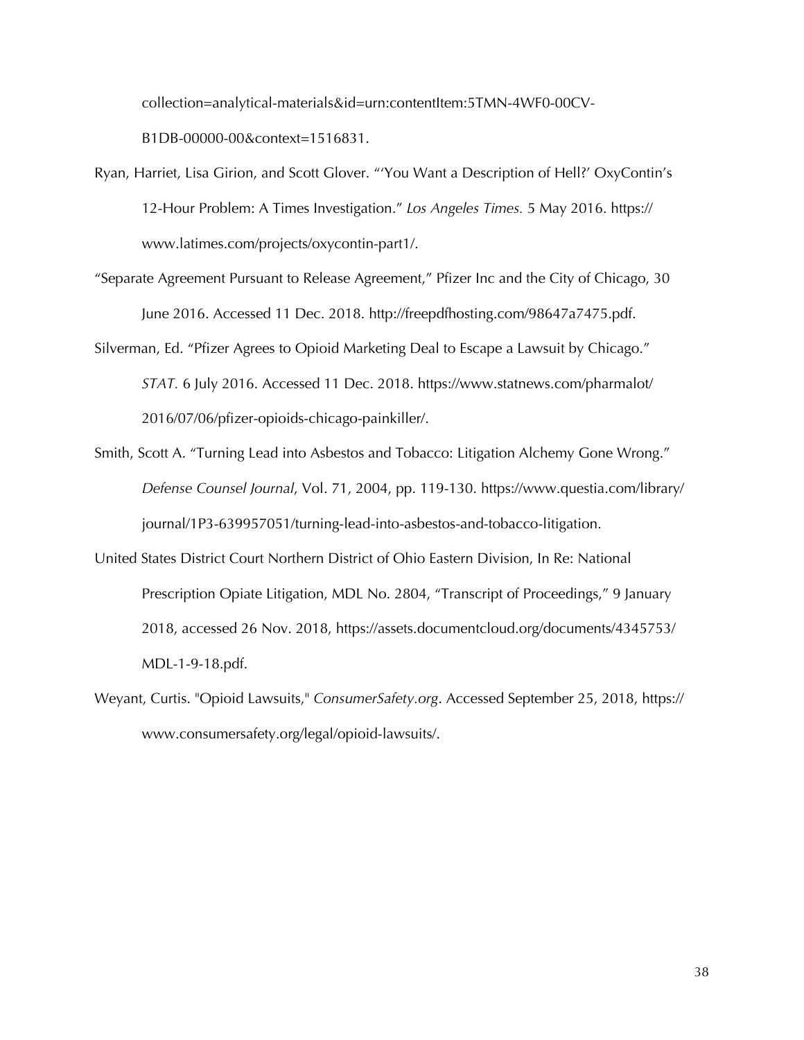collection=analytical-materials&id=urn:contentItem:5TMN-4WF0-00CV-B1DB-00000-00&context=1516831.

Ryan, Harriet, Lisa Girion, and Scott Glover. "'You Want a Description of Hell?' OxyContin's 12-Hour Problem: A Times Investigation." *Los Angeles Times.* 5 May 2016. https://www.latimes.com/projects/oxycontin-part1/.

"Separate Agreement Pursuant to Release Agreement," Pfizer Inc and the City of Chicago, 30 June 2016. Accessed 11 Dec. 2018. http://freepdfhosting.com/98647a7475.pdf.

Silverman, Ed. "Pfizer Agrees to Opioid Marketing Deal to Escape a Lawsuit by Chicago." *STAT.* 6 July 2016. Accessed 11 Dec. 2018. https://www.statnews.com/pharmalot/2016/07/06/pfizer-opioids-chicago-painkiller/.

Smith, Scott A. "Turning Lead into Asbestos and Tobacco: Litigation Alchemy Gone Wrong." *Defense Counsel Journal*, Vol. 71, 2004, pp. 119-130. https://www.questia.com/library/journal/1P3-639957051/turning-lead-into-asbestos-and-tobacco-litigation.

United States District Court Northern District of Ohio Eastern Division, In Re: National Prescription Opiate Litigation, MDL No. 2804, "Transcript of Proceedings," 9 January 2018, accessed 26 Nov. 2018, https://assets.documentcloud.org/documents/4345753/MDL-1-9-18.pdf.

Weyant, Curtis. "Opioid Lawsuits," *ConsumerSafety.org*. Accessed September 25, 2018, https://www.consumersafety.org/legal/opioid-lawsuits/.